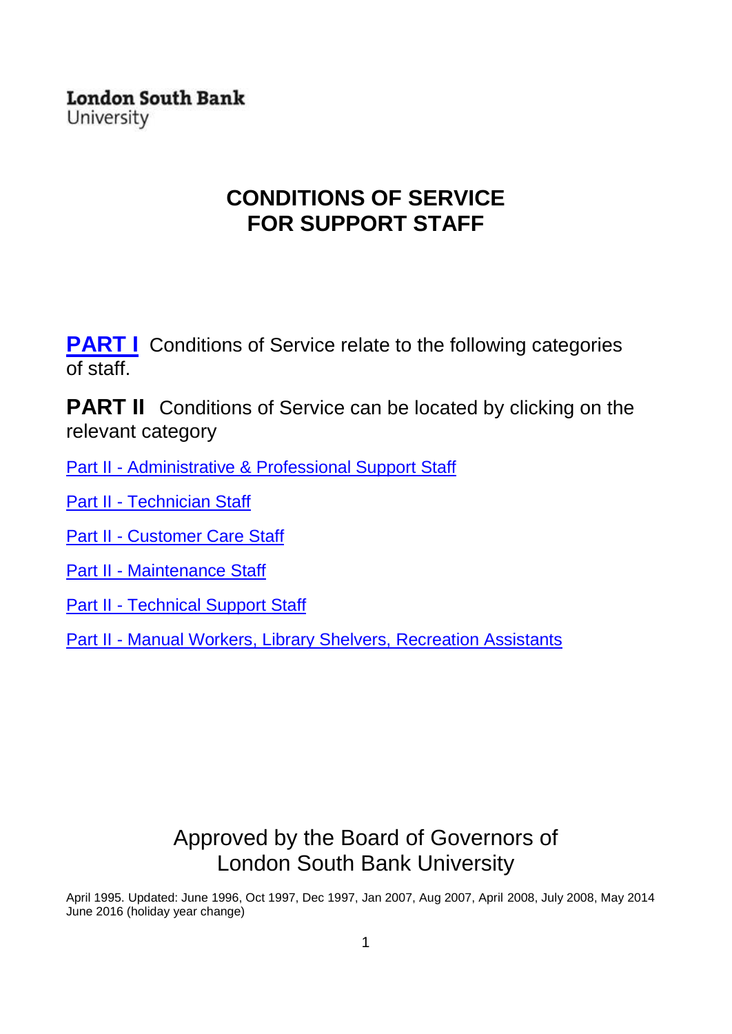**London South Bank**
University

# CONDITIONS OF SERVICE FOR SUPPORT STAFF

**PART I** Conditions of Service relate to the following categories of staff.

**PART II** Conditions of Service can be located by clicking on the relevant category

Part II - Administrative & Professional Support Staff

Part II - Technician Staff

Part II - Customer Care Staff

Part II - Maintenance Staff

Part II - Technical Support Staff

Part II - Manual Workers, Library Shelvers, Recreation Assistants

Approved by the Board of Governors of London South Bank University

April 1995. Updated: June 1996, Oct 1997, Dec 1997, Jan 2007, Aug 2007, April 2008, July 2008, May 2014
June 2016 (holiday year change)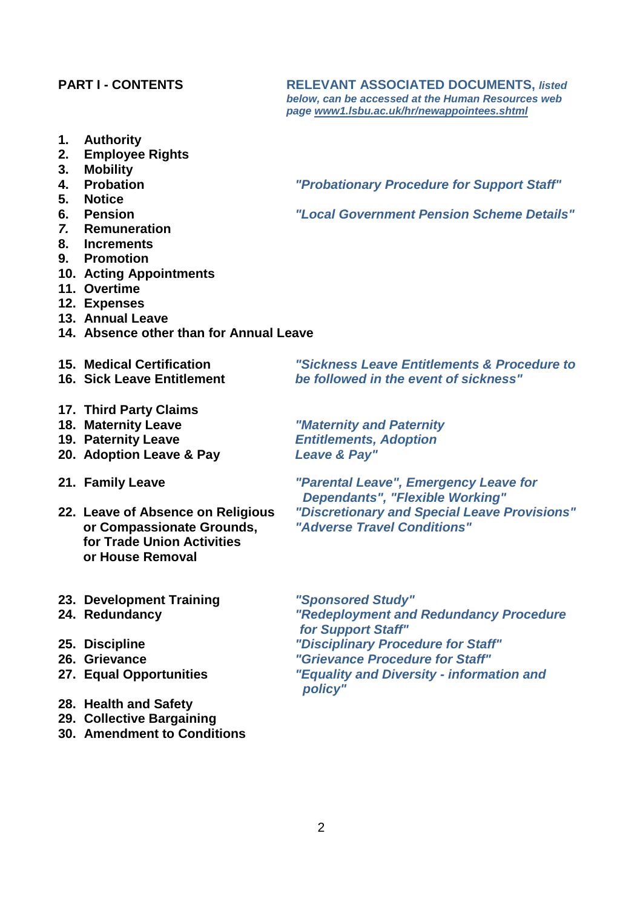## PART I - CONTENTS

**RELEVANT ASSOCIATED DOCUMENTS,** *listed below, can be accessed at the Human Resources web page [www1.lsbu.ac.uk/hr/newappointees.shtml](www1.lsbu.ac.uk/hr/newappointees.shtml)*

| Contents | Relevant Associated Documents |
|---|---|
| **1. Authority** | |
| **2. Employee Rights** | |
| **3. Mobility** | |
| **4. Probation** | *"Probationary Procedure for Support Staff"* |
| **5. Notice** | |
| **6. Pension** | *"Local Government Pension Scheme Details"* |
| **7. Remuneration** | |
| **8. Increments** | |
| **9. Promotion** | |
| **10. Acting Appointments** | |
| **11. Overtime** | |
| **12. Expenses** | |
| **13. Annual Leave** | |
| **14. Absence other than for Annual Leave** | |
| **15. Medical Certification**<br>**16. Sick Leave Entitlement** | *"Sickness Leave Entitlements & Procedure to be followed in the event of sickness"* |
| **17. Third Party Claims** | |
| **18. Maternity Leave**<br>**19. Paternity Leave**<br>**20. Adoption Leave & Pay** | *"Maternity and Paternity Entitlements, Adoption Leave & Pay"* |
| **21. Family Leave** | *"Parental Leave", Emergency Leave for Dependants", "Flexible Working"* |
| **22. Leave of Absence on Religious or Compassionate Grounds, for Trade Union Activities or House Removal** | *"Discretionary and Special Leave Provisions"*<br>*"Adverse Travel Conditions"* |
| **23. Development Training** | *"Sponsored Study"* |
| **24. Redundancy** | *"Redeployment and Redundancy Procedure for Support Staff"* |
| **25. Discipline** | *"Disciplinary Procedure for Staff"* |
| **26. Grievance** | *"Grievance Procedure for Staff"* |
| **27. Equal Opportunities** | *"Equality and Diversity - information and policy"* |
| **28. Health and Safety** | |
| **29. Collective Bargaining** | |
| **30. Amendment to Conditions** | |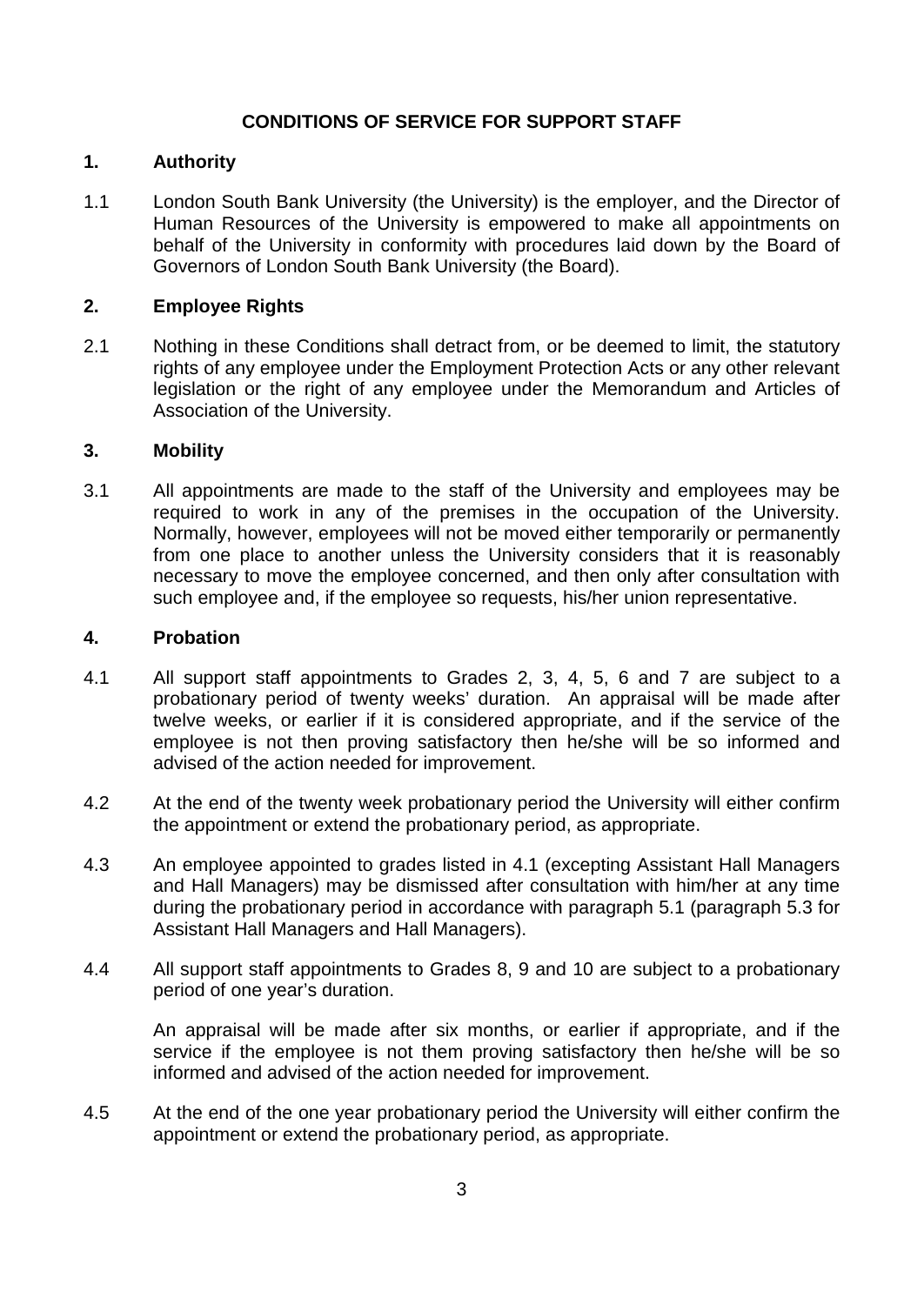# CONDITIONS OF SERVICE FOR SUPPORT STAFF

## 1. Authority

1.1 London South Bank University (the University) is the employer, and the Director of Human Resources of the University is empowered to make all appointments on behalf of the University in conformity with procedures laid down by the Board of Governors of London South Bank University (the Board).

## 2. Employee Rights

2.1 Nothing in these Conditions shall detract from, or be deemed to limit, the statutory rights of any employee under the Employment Protection Acts or any other relevant legislation or the right of any employee under the Memorandum and Articles of Association of the University.

## 3. Mobility

3.1 All appointments are made to the staff of the University and employees may be required to work in any of the premises in the occupation of the University. Normally, however, employees will not be moved either temporarily or permanently from one place to another unless the University considers that it is reasonably necessary to move the employee concerned, and then only after consultation with such employee and, if the employee so requests, his/her union representative.

## 4. Probation

4.1 All support staff appointments to Grades 2, 3, 4, 5, 6 and 7 are subject to a probationary period of twenty weeks' duration. An appraisal will be made after twelve weeks, or earlier if it is considered appropriate, and if the service of the employee is not then proving satisfactory then he/she will be so informed and advised of the action needed for improvement.

4.2 At the end of the twenty week probationary period the University will either confirm the appointment or extend the probationary period, as appropriate.

4.3 An employee appointed to grades listed in 4.1 (excepting Assistant Hall Managers and Hall Managers) may be dismissed after consultation with him/her at any time during the probationary period in accordance with paragraph 5.1 (paragraph 5.3 for Assistant Hall Managers and Hall Managers).

4.4 All support staff appointments to Grades 8, 9 and 10 are subject to a probationary period of one year's duration.

An appraisal will be made after six months, or earlier if appropriate, and if the service if the employee is not them proving satisfactory then he/she will be so informed and advised of the action needed for improvement.

4.5 At the end of the one year probationary period the University will either confirm the appointment or extend the probationary period, as appropriate.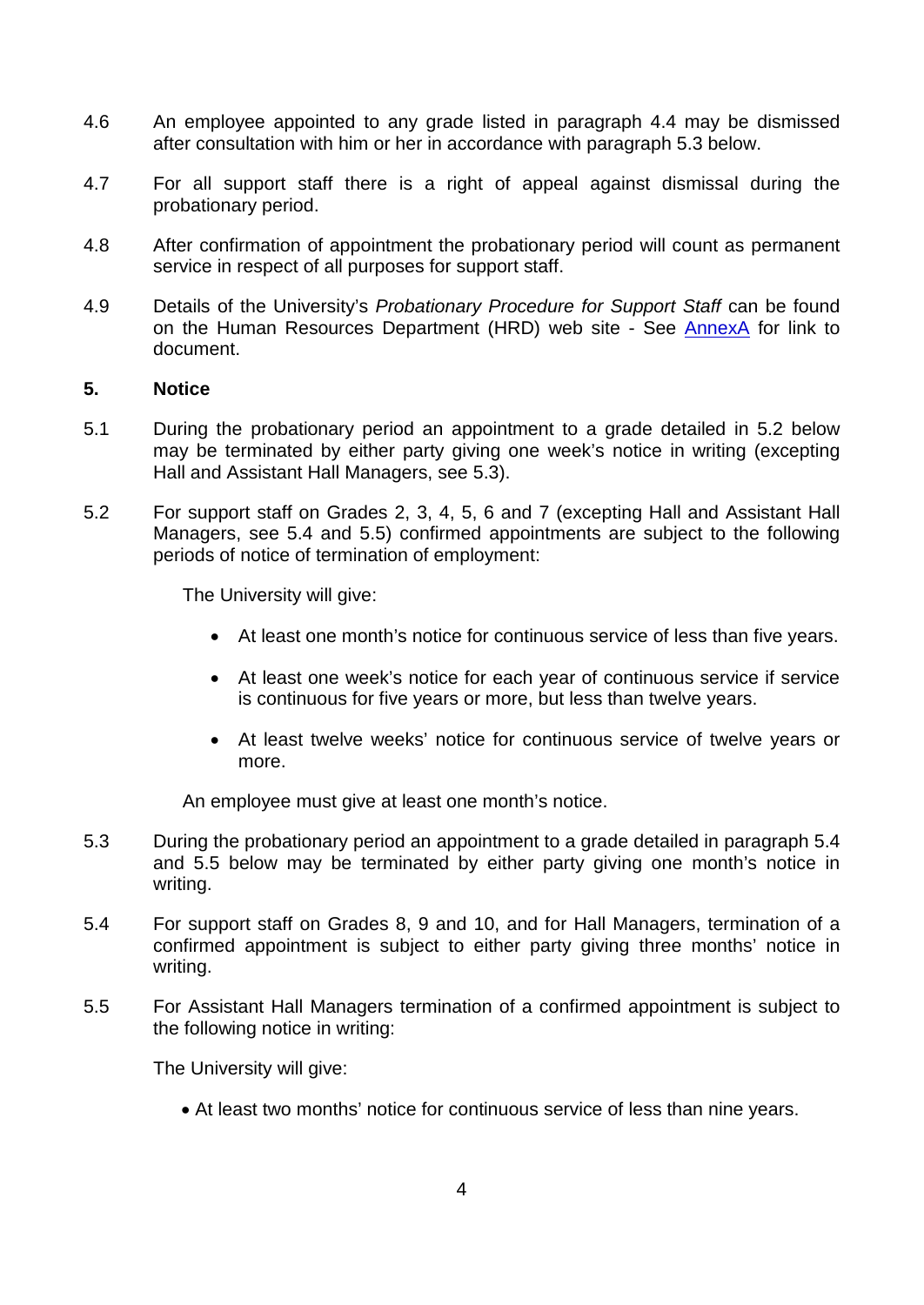4.6 An employee appointed to any grade listed in paragraph 4.4 may be dismissed after consultation with him or her in accordance with paragraph 5.3 below.

4.7 For all support staff there is a right of appeal against dismissal during the probationary period.

4.8 After confirmation of appointment the probationary period will count as permanent service in respect of all purposes for support staff.

4.9 Details of the University's *Probationary Procedure for Support Staff* can be found on the Human Resources Department (HRD) web site - See AnnexA for link to document.

**5. Notice**

5.1 During the probationary period an appointment to a grade detailed in 5.2 below may be terminated by either party giving one week's notice in writing (excepting Hall and Assistant Hall Managers, see 5.3).

5.2 For support staff on Grades 2, 3, 4, 5, 6 and 7 (excepting Hall and Assistant Hall Managers, see 5.4 and 5.5) confirmed appointments are subject to the following periods of notice of termination of employment:

The University will give:

- At least one month's notice for continuous service of less than five years.
- At least one week's notice for each year of continuous service if service is continuous for five years or more, but less than twelve years.
- At least twelve weeks' notice for continuous service of twelve years or more.

An employee must give at least one month's notice.

5.3 During the probationary period an appointment to a grade detailed in paragraph 5.4 and 5.5 below may be terminated by either party giving one month's notice in writing.

5.4 For support staff on Grades 8, 9 and 10, and for Hall Managers, termination of a confirmed appointment is subject to either party giving three months' notice in writing.

5.5 For Assistant Hall Managers termination of a confirmed appointment is subject to the following notice in writing:

The University will give:

- At least two months' notice for continuous service of less than nine years.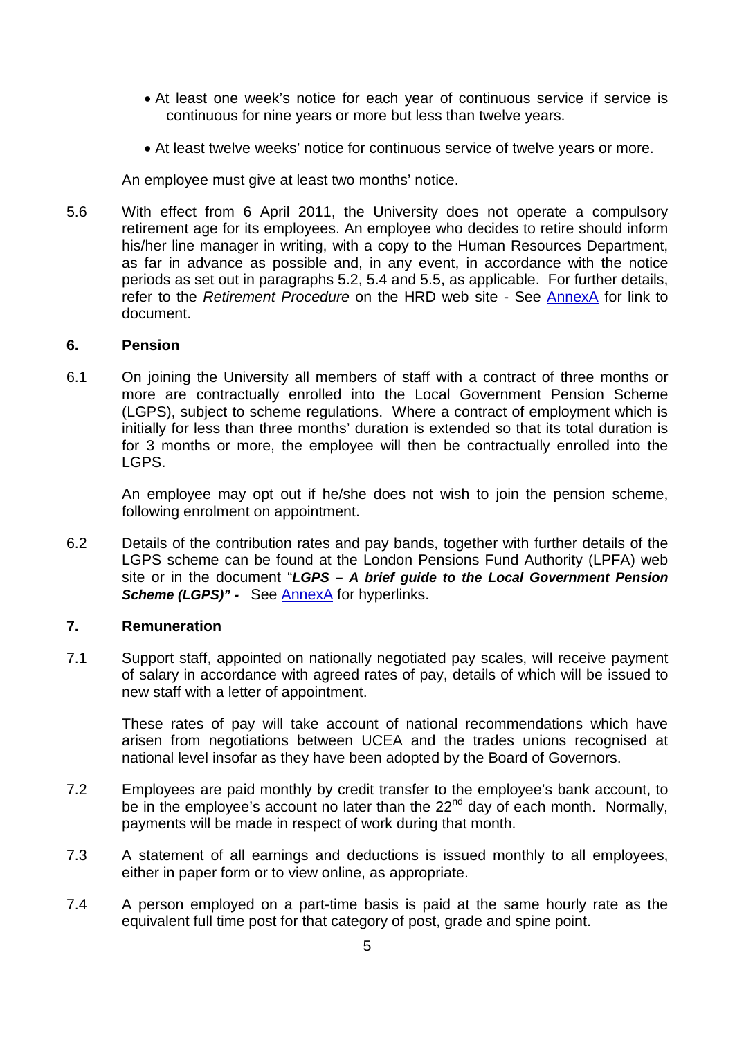- At least one week's notice for each year of continuous service if service is continuous for nine years or more but less than twelve years.
- At least twelve weeks' notice for continuous service of twelve years or more.

An employee must give at least two months' notice.

5.6 With effect from 6 April 2011, the University does not operate a compulsory retirement age for its employees. An employee who decides to retire should inform his/her line manager in writing, with a copy to the Human Resources Department, as far in advance as possible and, in any event, in accordance with the notice periods as set out in paragraphs 5.2, 5.4 and 5.5, as applicable. For further details, refer to the *Retirement Procedure* on the HRD web site - See AnnexA for link to document.

## 6. Pension

6.1 On joining the University all members of staff with a contract of three months or more are contractually enrolled into the Local Government Pension Scheme (LGPS), subject to scheme regulations. Where a contract of employment which is initially for less than three months' duration is extended so that its total duration is for 3 months or more, the employee will then be contractually enrolled into the LGPS.

An employee may opt out if he/she does not wish to join the pension scheme, following enrolment on appointment.

6.2 Details of the contribution rates and pay bands, together with further details of the LGPS scheme can be found at the London Pensions Fund Authority (LPFA) web site or in the document "***LGPS – A brief guide to the Local Government Pension Scheme (LGPS)" -*** See AnnexA for hyperlinks.

## 7. Remuneration

7.1 Support staff, appointed on nationally negotiated pay scales, will receive payment of salary in accordance with agreed rates of pay, details of which will be issued to new staff with a letter of appointment.

These rates of pay will take account of national recommendations which have arisen from negotiations between UCEA and the trades unions recognised at national level insofar as they have been adopted by the Board of Governors.

7.2 Employees are paid monthly by credit transfer to the employee's bank account, to be in the employee's account no later than the 22nd day of each month. Normally, payments will be made in respect of work during that month.

7.3 A statement of all earnings and deductions is issued monthly to all employees, either in paper form or to view online, as appropriate.

7.4 A person employed on a part-time basis is paid at the same hourly rate as the equivalent full time post for that category of post, grade and spine point.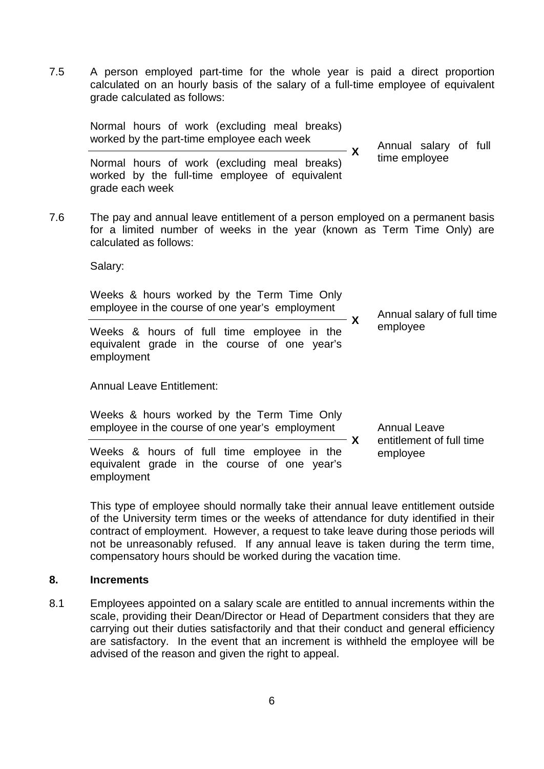7.5 A person employed part-time for the whole year is paid a direct proportion calculated on an hourly basis of the salary of a full-time employee of equivalent grade calculated as follows:

$$\frac{\text{Normal hours of work (excluding meal breaks) worked by the part-time employee each week}}{\text{Normal hours of work (excluding meal breaks) worked by the full-time employee of equivalent grade each week}} \times \text{Annual salary of full time employee}$$

7.6 The pay and annual leave entitlement of a person employed on a permanent basis for a limited number of weeks in the year (known as Term Time Only) are calculated as follows:

Salary:

$$\frac{\text{Weeks \& hours worked by the Term Time Only employee in the course of one year's employment}}{\text{Weeks \& hours of full time employee in the equivalent grade in the course of one year's employment}} \times \text{Annual salary of full time employee}$$

Annual Leave Entitlement:

$$\frac{\text{Weeks \& hours worked by the Term Time Only employee in the course of one year's employment}}{\text{Weeks \& hours of full time employee in the equivalent grade in the course of one year's employment}} \times \text{Annual Leave entitlement of full time employee}$$

This type of employee should normally take their annual leave entitlement outside of the University term times or the weeks of attendance for duty identified in their contract of employment. However, a request to take leave during those periods will not be unreasonably refused. If any annual leave is taken during the term time, compensatory hours should be worked during the vacation time.

## 8. Increments

8.1 Employees appointed on a salary scale are entitled to annual increments within the scale, providing their Dean/Director or Head of Department considers that they are carrying out their duties satisfactorily and that their conduct and general efficiency are satisfactory. In the event that an increment is withheld the employee will be advised of the reason and given the right to appeal.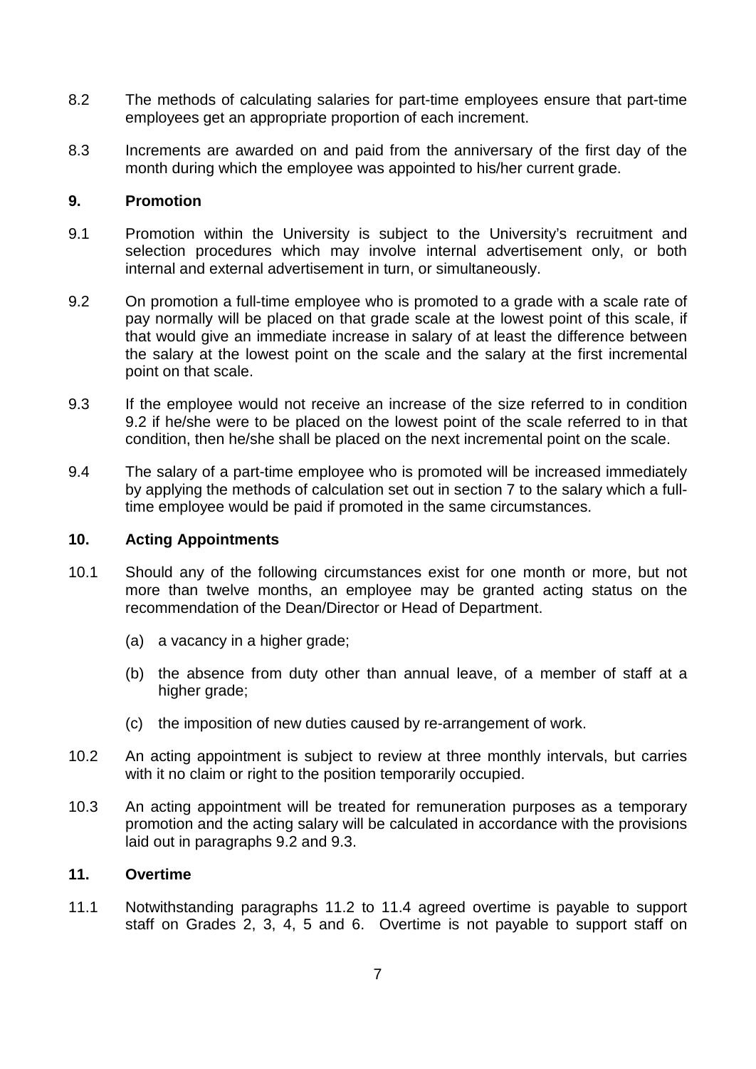8.2 The methods of calculating salaries for part-time employees ensure that part-time employees get an appropriate proportion of each increment.

8.3 Increments are awarded on and paid from the anniversary of the first day of the month during which the employee was appointed to his/her current grade.

## 9. Promotion

9.1 Promotion within the University is subject to the University's recruitment and selection procedures which may involve internal advertisement only, or both internal and external advertisement in turn, or simultaneously.

9.2 On promotion a full-time employee who is promoted to a grade with a scale rate of pay normally will be placed on that grade scale at the lowest point of this scale, if that would give an immediate increase in salary of at least the difference between the salary at the lowest point on the scale and the salary at the first incremental point on that scale.

9.3 If the employee would not receive an increase of the size referred to in condition 9.2 if he/she were to be placed on the lowest point of the scale referred to in that condition, then he/she shall be placed on the next incremental point on the scale.

9.4 The salary of a part-time employee who is promoted will be increased immediately by applying the methods of calculation set out in section 7 to the salary which a full-time employee would be paid if promoted in the same circumstances.

## 10. Acting Appointments

10.1 Should any of the following circumstances exist for one month or more, but not more than twelve months, an employee may be granted acting status on the recommendation of the Dean/Director or Head of Department.

(a) a vacancy in a higher grade;

(b) the absence from duty other than annual leave, of a member of staff at a higher grade;

(c) the imposition of new duties caused by re-arrangement of work.

10.2 An acting appointment is subject to review at three monthly intervals, but carries with it no claim or right to the position temporarily occupied.

10.3 An acting appointment will be treated for remuneration purposes as a temporary promotion and the acting salary will be calculated in accordance with the provisions laid out in paragraphs 9.2 and 9.3.

## 11. Overtime

11.1 Notwithstanding paragraphs 11.2 to 11.4 agreed overtime is payable to support staff on Grades 2, 3, 4, 5 and 6. Overtime is not payable to support staff on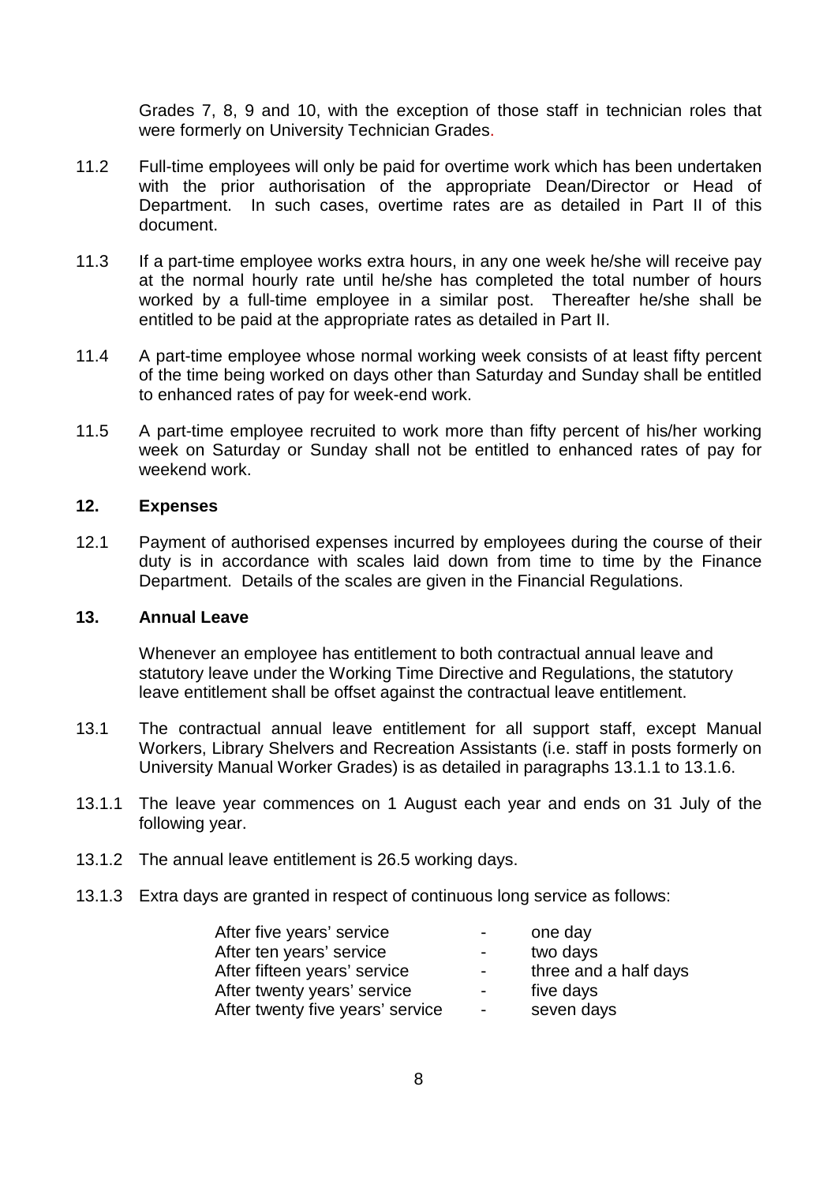Grades 7, 8, 9 and 10, with the exception of those staff in technician roles that were formerly on University Technician Grades.

11.2 Full-time employees will only be paid for overtime work which has been undertaken with the prior authorisation of the appropriate Dean/Director or Head of Department. In such cases, overtime rates are as detailed in Part II of this document.

11.3 If a part-time employee works extra hours, in any one week he/she will receive pay at the normal hourly rate until he/she has completed the total number of hours worked by a full-time employee in a similar post. Thereafter he/she shall be entitled to be paid at the appropriate rates as detailed in Part II.

11.4 A part-time employee whose normal working week consists of at least fifty percent of the time being worked on days other than Saturday and Sunday shall be entitled to enhanced rates of pay for week-end work.

11.5 A part-time employee recruited to work more than fifty percent of his/her working week on Saturday or Sunday shall not be entitled to enhanced rates of pay for weekend work.

## 12. Expenses

12.1 Payment of authorised expenses incurred by employees during the course of their duty is in accordance with scales laid down from time to time by the Finance Department. Details of the scales are given in the Financial Regulations.

## 13. Annual Leave

Whenever an employee has entitlement to both contractual annual leave and statutory leave under the Working Time Directive and Regulations, the statutory leave entitlement shall be offset against the contractual leave entitlement.

13.1 The contractual annual leave entitlement for all support staff, except Manual Workers, Library Shelvers and Recreation Assistants (i.e. staff in posts formerly on University Manual Worker Grades) is as detailed in paragraphs 13.1.1 to 13.1.6.

13.1.1 The leave year commences on 1 August each year and ends on 31 July of the following year.

13.1.2 The annual leave entitlement is 26.5 working days.

13.1.3 Extra days are granted in respect of continuous long service as follows:

| | | |
|---|---|---|
| After five years' service | - | one day |
| After ten years' service | - | two days |
| After fifteen years' service | - | three and a half days |
| After twenty years' service | - | five days |
| After twenty five years' service | - | seven days |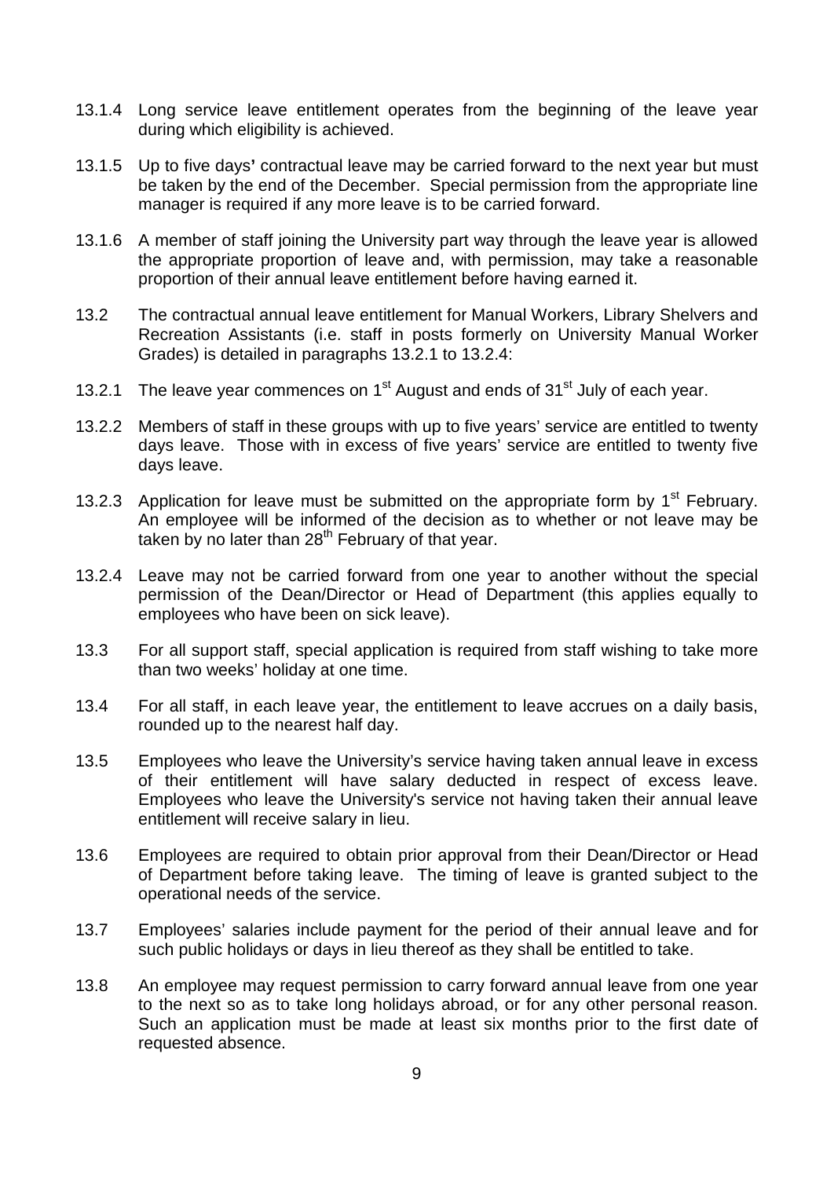13.1.4 Long service leave entitlement operates from the beginning of the leave year during which eligibility is achieved.

13.1.5 Up to five days' contractual leave may be carried forward to the next year but must be taken by the end of the December. Special permission from the appropriate line manager is required if any more leave is to be carried forward.

13.1.6 A member of staff joining the University part way through the leave year is allowed the appropriate proportion of leave and, with permission, may take a reasonable proportion of their annual leave entitlement before having earned it.

13.2 The contractual annual leave entitlement for Manual Workers, Library Shelvers and Recreation Assistants (i.e. staff in posts formerly on University Manual Worker Grades) is detailed in paragraphs 13.2.1 to 13.2.4:

13.2.1 The leave year commences on 1st August and ends of 31st July of each year.

13.2.2 Members of staff in these groups with up to five years' service are entitled to twenty days leave. Those with in excess of five years' service are entitled to twenty five days leave.

13.2.3 Application for leave must be submitted on the appropriate form by 1st February. An employee will be informed of the decision as to whether or not leave may be taken by no later than 28th February of that year.

13.2.4 Leave may not be carried forward from one year to another without the special permission of the Dean/Director or Head of Department (this applies equally to employees who have been on sick leave).

13.3 For all support staff, special application is required from staff wishing to take more than two weeks' holiday at one time.

13.4 For all staff, in each leave year, the entitlement to leave accrues on a daily basis, rounded up to the nearest half day.

13.5 Employees who leave the University's service having taken annual leave in excess of their entitlement will have salary deducted in respect of excess leave. Employees who leave the University's service not having taken their annual leave entitlement will receive salary in lieu.

13.6 Employees are required to obtain prior approval from their Dean/Director or Head of Department before taking leave. The timing of leave is granted subject to the operational needs of the service.

13.7 Employees' salaries include payment for the period of their annual leave and for such public holidays or days in lieu thereof as they shall be entitled to take.

13.8 An employee may request permission to carry forward annual leave from one year to the next so as to take long holidays abroad, or for any other personal reason. Such an application must be made at least six months prior to the first date of requested absence.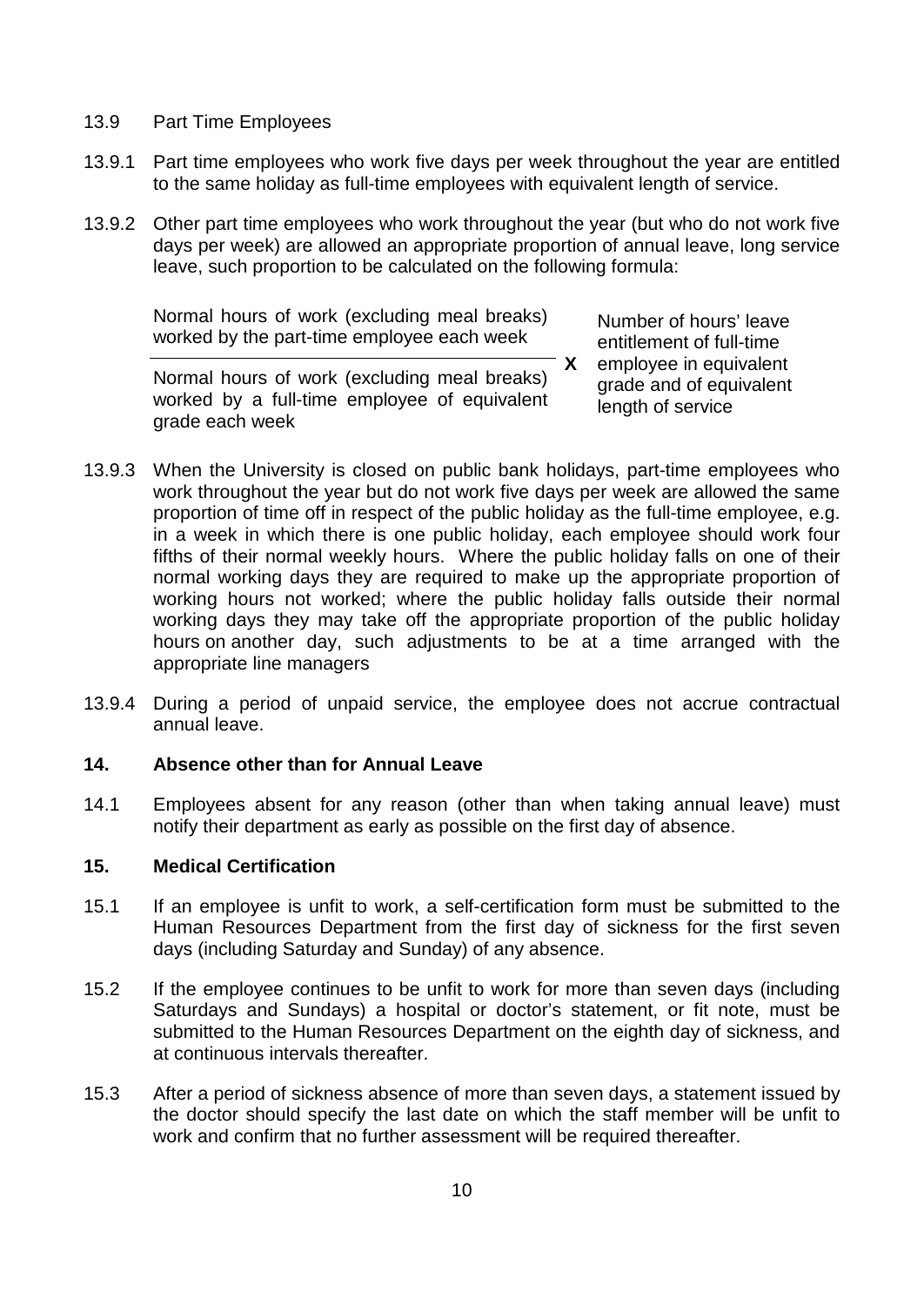13.9 Part Time Employees

13.9.1 Part time employees who work five days per week throughout the year are entitled to the same holiday as full-time employees with equivalent length of service.

13.9.2 Other part time employees who work throughout the year (but who do not work five days per week) are allowed an appropriate proportion of annual leave, long service leave, such proportion to be calculated on the following formula:

$$\frac{\text{Normal hours of work (excluding meal breaks) worked by the part-time employee each week}}{\text{Normal hours of work (excluding meal breaks) worked by a full-time employee of equivalent grade each week}} \times \text{Number of hours' leave entitlement of full-time employee in equivalent grade and of equivalent length of service}$$

13.9.3 When the University is closed on public bank holidays, part-time employees who work throughout the year but do not work five days per week are allowed the same proportion of time off in respect of the public holiday as the full-time employee, e.g. in a week in which there is one public holiday, each employee should work four fifths of their normal weekly hours. Where the public holiday falls on one of their normal working days they are required to make up the appropriate proportion of working hours not worked; where the public holiday falls outside their normal working days they may take off the appropriate proportion of the public holiday hours on another day, such adjustments to be at a time arranged with the appropriate line managers

13.9.4 During a period of unpaid service, the employee does not accrue contractual annual leave.

## 14. Absence other than for Annual Leave

14.1 Employees absent for any reason (other than when taking annual leave) must notify their department as early as possible on the first day of absence.

## 15. Medical Certification

15.1 If an employee is unfit to work, a self-certification form must be submitted to the Human Resources Department from the first day of sickness for the first seven days (including Saturday and Sunday) of any absence.

15.2 If the employee continues to be unfit to work for more than seven days (including Saturdays and Sundays) a hospital or doctor's statement, or fit note, must be submitted to the Human Resources Department on the eighth day of sickness, and at continuous intervals thereafter.

15.3 After a period of sickness absence of more than seven days, a statement issued by the doctor should specify the last date on which the staff member will be unfit to work and confirm that no further assessment will be required thereafter.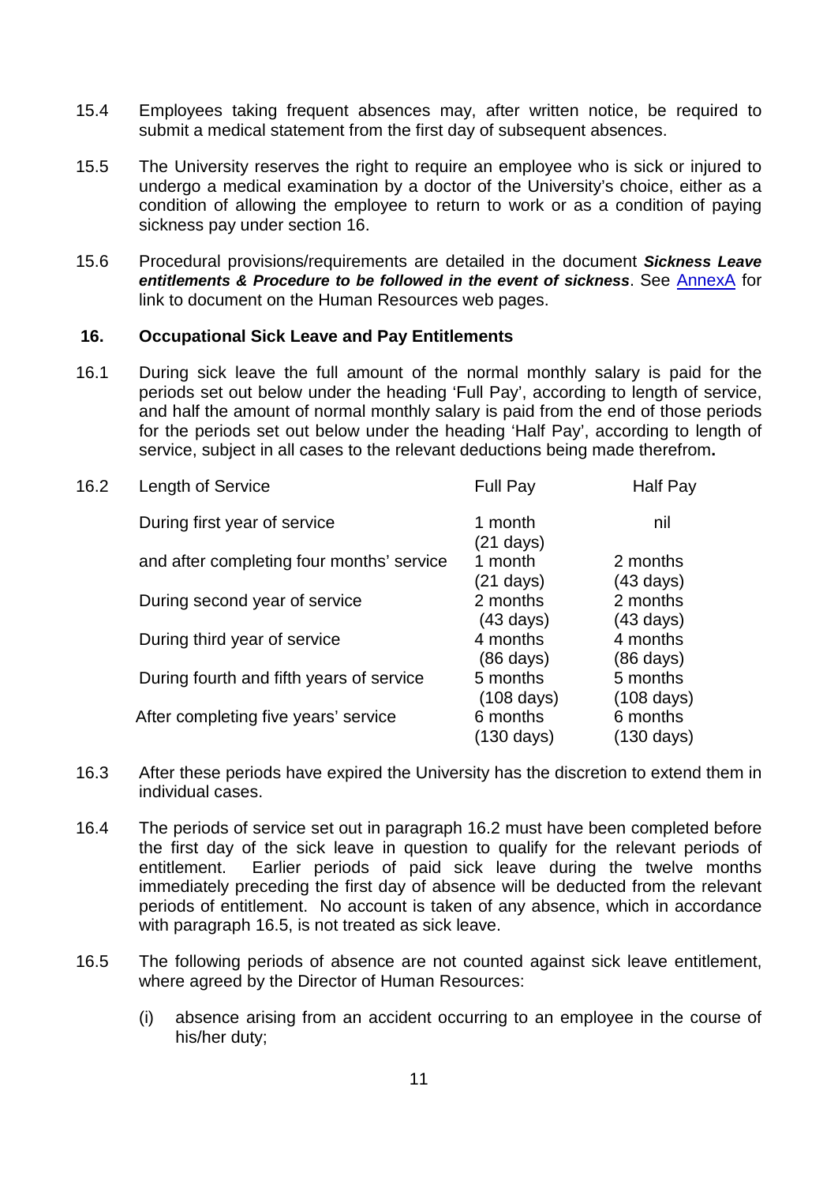15.4 Employees taking frequent absences may, after written notice, be required to submit a medical statement from the first day of subsequent absences.

15.5 The University reserves the right to require an employee who is sick or injured to undergo a medical examination by a doctor of the University's choice, either as a condition of allowing the employee to return to work or as a condition of paying sickness pay under section 16.

15.6 Procedural provisions/requirements are detailed in the document ***Sickness Leave entitlements & Procedure to be followed in the event of sickness***. See AnnexA for link to document on the Human Resources web pages.

## 16. Occupational Sick Leave and Pay Entitlements

16.1 During sick leave the full amount of the normal monthly salary is paid for the periods set out below under the heading 'Full Pay', according to length of service, and half the amount of normal monthly salary is paid from the end of those periods for the periods set out below under the heading 'Half Pay', according to length of service, subject in all cases to the relevant deductions being made therefrom**.**

16.2

| Length of Service | Full Pay | Half Pay |
|---|---|---|
| During first year of service | 1 month (21 days) | nil |
| and after completing four months' service | 1 month (21 days) | 2 months (43 days) |
| During second year of service | 2 months (43 days) | 2 months (43 days) |
| During third year of service | 4 months (86 days) | 4 months (86 days) |
| During fourth and fifth years of service | 5 months (108 days) | 5 months (108 days) |
| After completing five years' service | 6 months (130 days) | 6 months (130 days) |

16.3 After these periods have expired the University has the discretion to extend them in individual cases.

16.4 The periods of service set out in paragraph 16.2 must have been completed before the first day of the sick leave in question to qualify for the relevant periods of entitlement. Earlier periods of paid sick leave during the twelve months immediately preceding the first day of absence will be deducted from the relevant periods of entitlement. No account is taken of any absence, which in accordance with paragraph 16.5, is not treated as sick leave.

16.5 The following periods of absence are not counted against sick leave entitlement, where agreed by the Director of Human Resources:

(i) absence arising from an accident occurring to an employee in the course of his/her duty;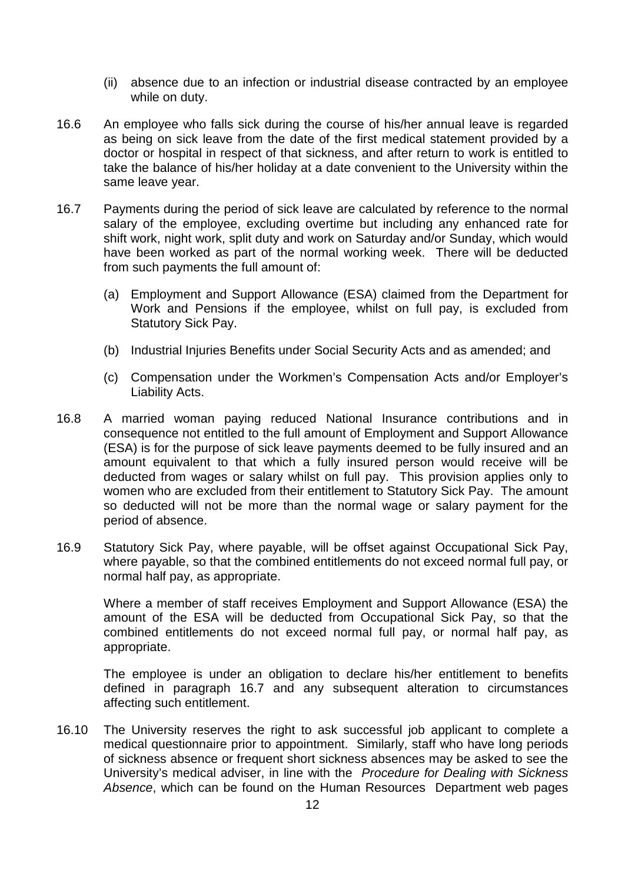(ii) absence due to an infection or industrial disease contracted by an employee while on duty.

16.6 An employee who falls sick during the course of his/her annual leave is regarded as being on sick leave from the date of the first medical statement provided by a doctor or hospital in respect of that sickness, and after return to work is entitled to take the balance of his/her holiday at a date convenient to the University within the same leave year.

16.7 Payments during the period of sick leave are calculated by reference to the normal salary of the employee, excluding overtime but including any enhanced rate for shift work, night work, split duty and work on Saturday and/or Sunday, which would have been worked as part of the normal working week. There will be deducted from such payments the full amount of:

(a) Employment and Support Allowance (ESA) claimed from the Department for Work and Pensions if the employee, whilst on full pay, is excluded from Statutory Sick Pay.

(b) Industrial Injuries Benefits under Social Security Acts and as amended; and

(c) Compensation under the Workmen's Compensation Acts and/or Employer's Liability Acts.

16.8 A married woman paying reduced National Insurance contributions and in consequence not entitled to the full amount of Employment and Support Allowance (ESA) is for the purpose of sick leave payments deemed to be fully insured and an amount equivalent to that which a fully insured person would receive will be deducted from wages or salary whilst on full pay. This provision applies only to women who are excluded from their entitlement to Statutory Sick Pay. The amount so deducted will not be more than the normal wage or salary payment for the period of absence.

16.9 Statutory Sick Pay, where payable, will be offset against Occupational Sick Pay, where payable, so that the combined entitlements do not exceed normal full pay, or normal half pay, as appropriate.

Where a member of staff receives Employment and Support Allowance (ESA) the amount of the ESA will be deducted from Occupational Sick Pay, so that the combined entitlements do not exceed normal full pay, or normal half pay, as appropriate.

The employee is under an obligation to declare his/her entitlement to benefits defined in paragraph 16.7 and any subsequent alteration to circumstances affecting such entitlement.

16.10 The University reserves the right to ask successful job applicant to complete a medical questionnaire prior to appointment. Similarly, staff who have long periods of sickness absence or frequent short sickness absences may be asked to see the University's medical adviser, in line with the *Procedure for Dealing with Sickness Absence*, which can be found on the Human Resources Department web pages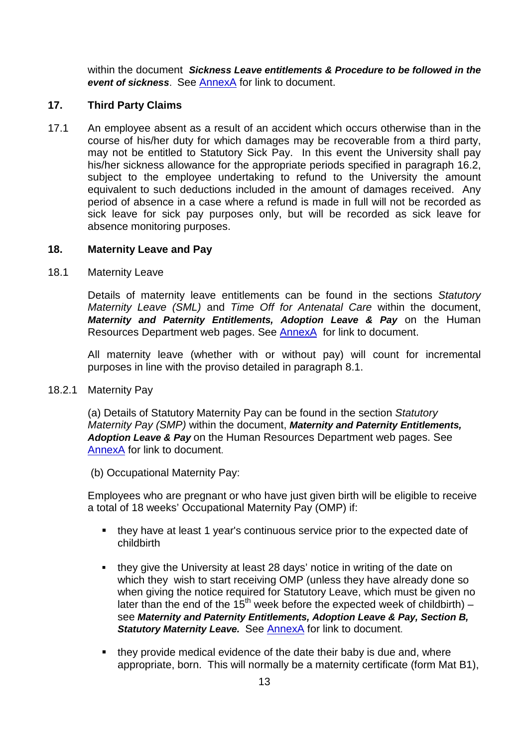within the document ***Sickness Leave entitlements & Procedure to be followed in the event of sickness***. See AnnexA for link to document.

## 17. Third Party Claims

17.1 An employee absent as a result of an accident which occurs otherwise than in the course of his/her duty for which damages may be recoverable from a third party, may not be entitled to Statutory Sick Pay. In this event the University shall pay his/her sickness allowance for the appropriate periods specified in paragraph 16.2, subject to the employee undertaking to refund to the University the amount equivalent to such deductions included in the amount of damages received. Any period of absence in a case where a refund is made in full will not be recorded as sick leave for sick pay purposes only, but will be recorded as sick leave for absence monitoring purposes.

## 18. Maternity Leave and Pay

18.1 Maternity Leave

Details of maternity leave entitlements can be found in the sections *Statutory Maternity Leave (SML)* and *Time Off for Antenatal Care* within the document, ***Maternity and Paternity Entitlements, Adoption Leave & Pay*** on the Human Resources Department web pages. See AnnexA for link to document.

All maternity leave (whether with or without pay) will count for incremental purposes in line with the proviso detailed in paragraph 8.1.

18.2.1 Maternity Pay

(a) Details of Statutory Maternity Pay can be found in the section *Statutory Maternity Pay (SMP)* within the document, ***Maternity and Paternity Entitlements, Adoption Leave & Pay*** on the Human Resources Department web pages. See AnnexA for link to document.

(b) Occupational Maternity Pay:

Employees who are pregnant or who have just given birth will be eligible to receive a total of 18 weeks' Occupational Maternity Pay (OMP) if:

- they have at least 1 year's continuous service prior to the expected date of childbirth
- they give the University at least 28 days' notice in writing of the date on which they wish to start receiving OMP (unless they have already done so when giving the notice required for Statutory Leave, which must be given no later than the end of the 15th week before the expected week of childbirth) – see ***Maternity and Paternity Entitlements, Adoption Leave & Pay, Section B, Statutory Maternity Leave.*** See AnnexA for link to document.
- they provide medical evidence of the date their baby is due and, where appropriate, born. This will normally be a maternity certificate (form Mat B1),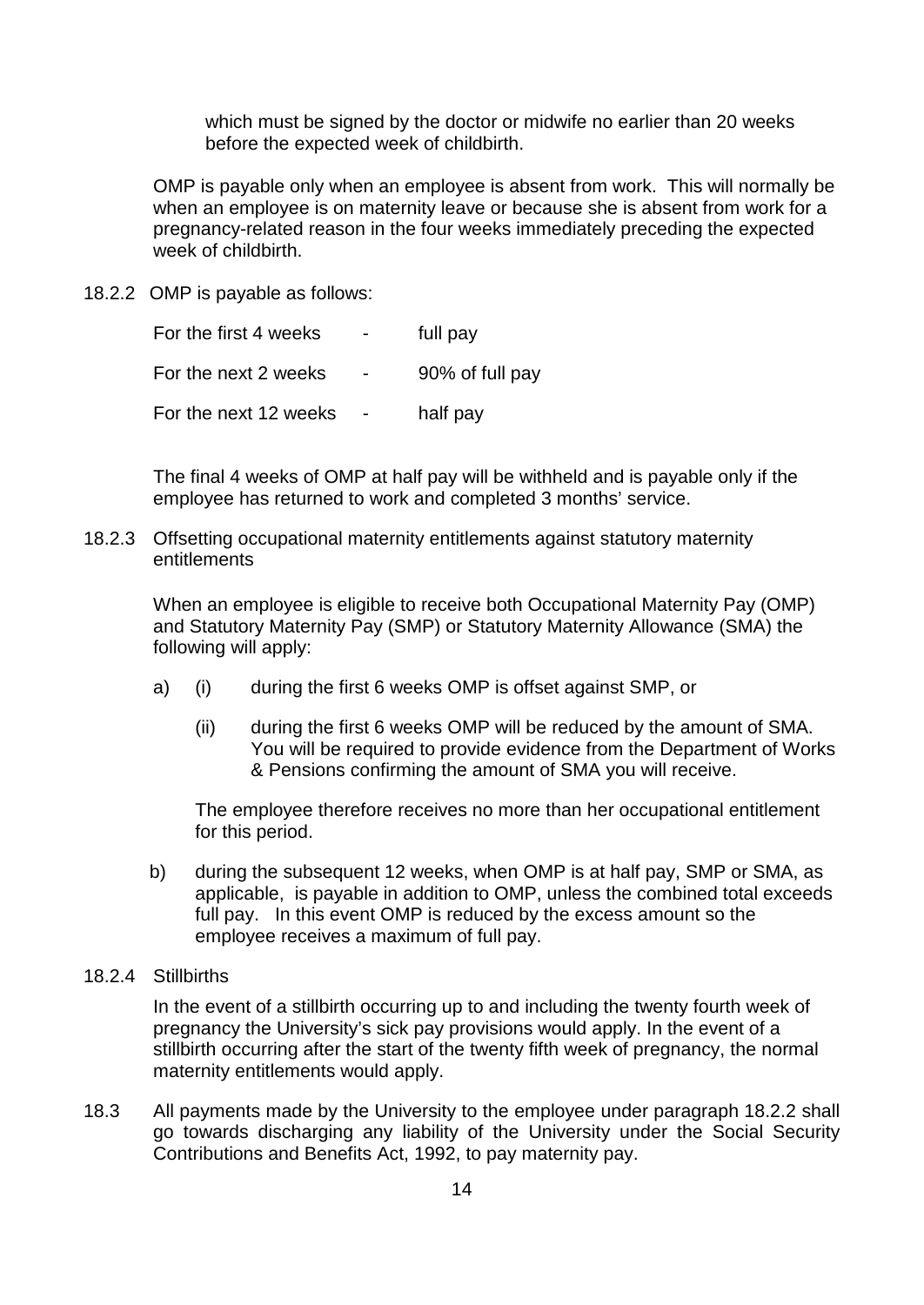which must be signed by the doctor or midwife no earlier than 20 weeks before the expected week of childbirth.

OMP is payable only when an employee is absent from work. This will normally be when an employee is on maternity leave or because she is absent from work for a pregnancy-related reason in the four weeks immediately preceding the expected week of childbirth.

18.2.2 OMP is payable as follows:

| | | |
|---|---|---|
| For the first 4 weeks | - | full pay |
| For the next 2 weeks | - | 90% of full pay |
| For the next 12 weeks | - | half pay |

The final 4 weeks of OMP at half pay will be withheld and is payable only if the employee has returned to work and completed 3 months' service.

18.2.3 Offsetting occupational maternity entitlements against statutory maternity entitlements

When an employee is eligible to receive both Occupational Maternity Pay (OMP) and Statutory Maternity Pay (SMP) or Statutory Maternity Allowance (SMA) the following will apply:

a) (i) during the first 6 weeks OMP is offset against SMP, or

(ii) during the first 6 weeks OMP will be reduced by the amount of SMA. You will be required to provide evidence from the Department of Works & Pensions confirming the amount of SMA you will receive.

The employee therefore receives no more than her occupational entitlement for this period.

b) during the subsequent 12 weeks, when OMP is at half pay, SMP or SMA, as applicable, is payable in addition to OMP, unless the combined total exceeds full pay. In this event OMP is reduced by the excess amount so the employee receives a maximum of full pay.

18.2.4 Stillbirths

In the event of a stillbirth occurring up to and including the twenty fourth week of pregnancy the University's sick pay provisions would apply. In the event of a stillbirth occurring after the start of the twenty fifth week of pregnancy, the normal maternity entitlements would apply.

18.3 All payments made by the University to the employee under paragraph 18.2.2 shall go towards discharging any liability of the University under the Social Security Contributions and Benefits Act, 1992, to pay maternity pay.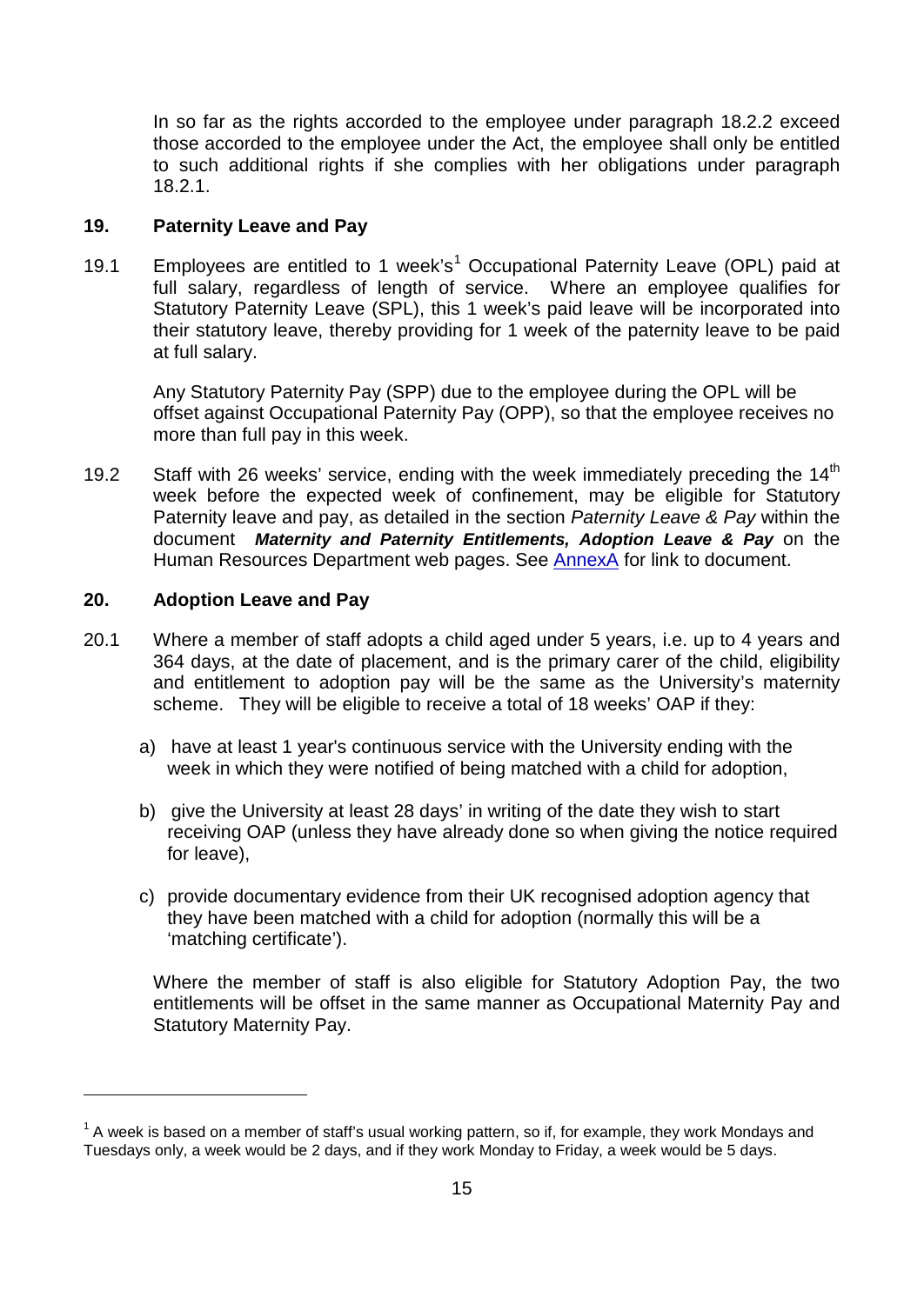In so far as the rights accorded to the employee under paragraph 18.2.2 exceed those accorded to the employee under the Act, the employee shall only be entitled to such additional rights if she complies with her obligations under paragraph 18.2.1.

## 19. Paternity Leave and Pay

19.1 Employees are entitled to 1 week's[1] Occupational Paternity Leave (OPL) paid at full salary, regardless of length of service. Where an employee qualifies for Statutory Paternity Leave (SPL), this 1 week's paid leave will be incorporated into their statutory leave, thereby providing for 1 week of the paternity leave to be paid at full salary.

Any Statutory Paternity Pay (SPP) due to the employee during the OPL will be offset against Occupational Paternity Pay (OPP), so that the employee receives no more than full pay in this week.

19.2 Staff with 26 weeks' service, ending with the week immediately preceding the 14th week before the expected week of confinement, may be eligible for Statutory Paternity leave and pay, as detailed in the section *Paternity Leave & Pay* within the document ***Maternity and Paternity Entitlements, Adoption Leave & Pay*** on the Human Resources Department web pages. See AnnexA for link to document.

## 20. Adoption Leave and Pay

20.1 Where a member of staff adopts a child aged under 5 years, i.e. up to 4 years and 364 days, at the date of placement, and is the primary carer of the child, eligibility and entitlement to adoption pay will be the same as the University's maternity scheme. They will be eligible to receive a total of 18 weeks' OAP if they:

a) have at least 1 year's continuous service with the University ending with the week in which they were notified of being matched with a child for adoption,

b) give the University at least 28 days' in writing of the date they wish to start receiving OAP (unless they have already done so when giving the notice required for leave),

c) provide documentary evidence from their UK recognised adoption agency that they have been matched with a child for adoption (normally this will be a 'matching certificate').

Where the member of staff is also eligible for Statutory Adoption Pay, the two entitlements will be offset in the same manner as Occupational Maternity Pay and Statutory Maternity Pay.

---

[1] A week is based on a member of staff's usual working pattern, so if, for example, they work Mondays and Tuesdays only, a week would be 2 days, and if they work Monday to Friday, a week would be 5 days.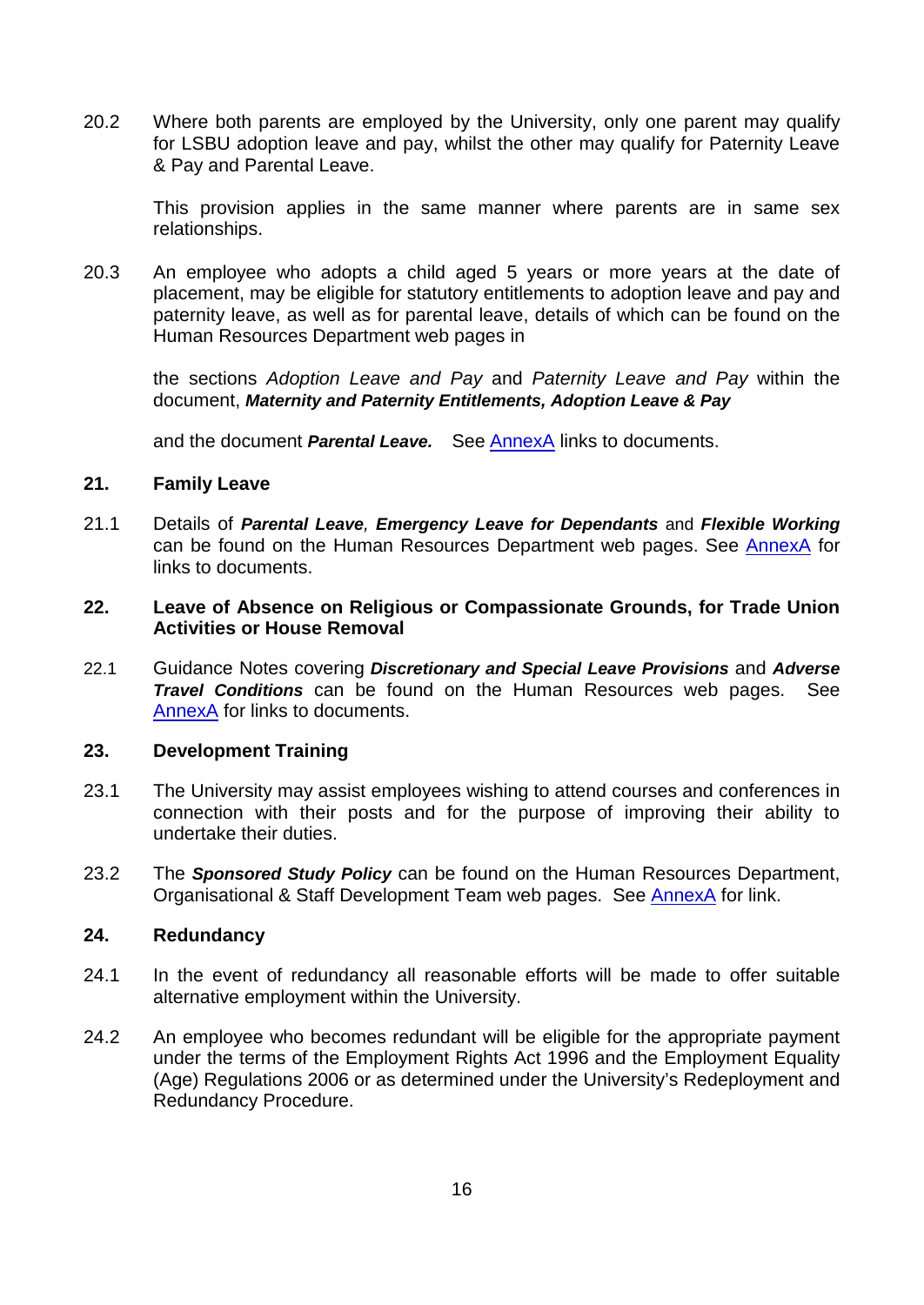20.2 Where both parents are employed by the University, only one parent may qualify for LSBU adoption leave and pay, whilst the other may qualify for Paternity Leave & Pay and Parental Leave.

This provision applies in the same manner where parents are in same sex relationships.

20.3 An employee who adopts a child aged 5 years or more years at the date of placement, may be eligible for statutory entitlements to adoption leave and pay and paternity leave, as well as for parental leave, details of which can be found on the Human Resources Department web pages in

the sections *Adoption Leave and Pay* and *Paternity Leave and Pay* within the document, ***Maternity and Paternity Entitlements, Adoption Leave & Pay***

and the document ***Parental Leave.*** See AnnexA links to documents.

## 21. Family Leave

21.1 Details of ***Parental Leave***, ***Emergency Leave for Dependants*** and ***Flexible Working*** can be found on the Human Resources Department web pages. See AnnexA for links to documents.

## 22. Leave of Absence on Religious or Compassionate Grounds, for Trade Union Activities or House Removal

22.1 Guidance Notes covering ***Discretionary and Special Leave Provisions*** and ***Adverse Travel Conditions*** can be found on the Human Resources web pages. See AnnexA for links to documents.

## 23. Development Training

23.1 The University may assist employees wishing to attend courses and conferences in connection with their posts and for the purpose of improving their ability to undertake their duties.

23.2 The ***Sponsored Study Policy*** can be found on the Human Resources Department, Organisational & Staff Development Team web pages. See AnnexA for link.

## 24. Redundancy

24.1 In the event of redundancy all reasonable efforts will be made to offer suitable alternative employment within the University.

24.2 An employee who becomes redundant will be eligible for the appropriate payment under the terms of the Employment Rights Act 1996 and the Employment Equality (Age) Regulations 2006 or as determined under the University's Redeployment and Redundancy Procedure.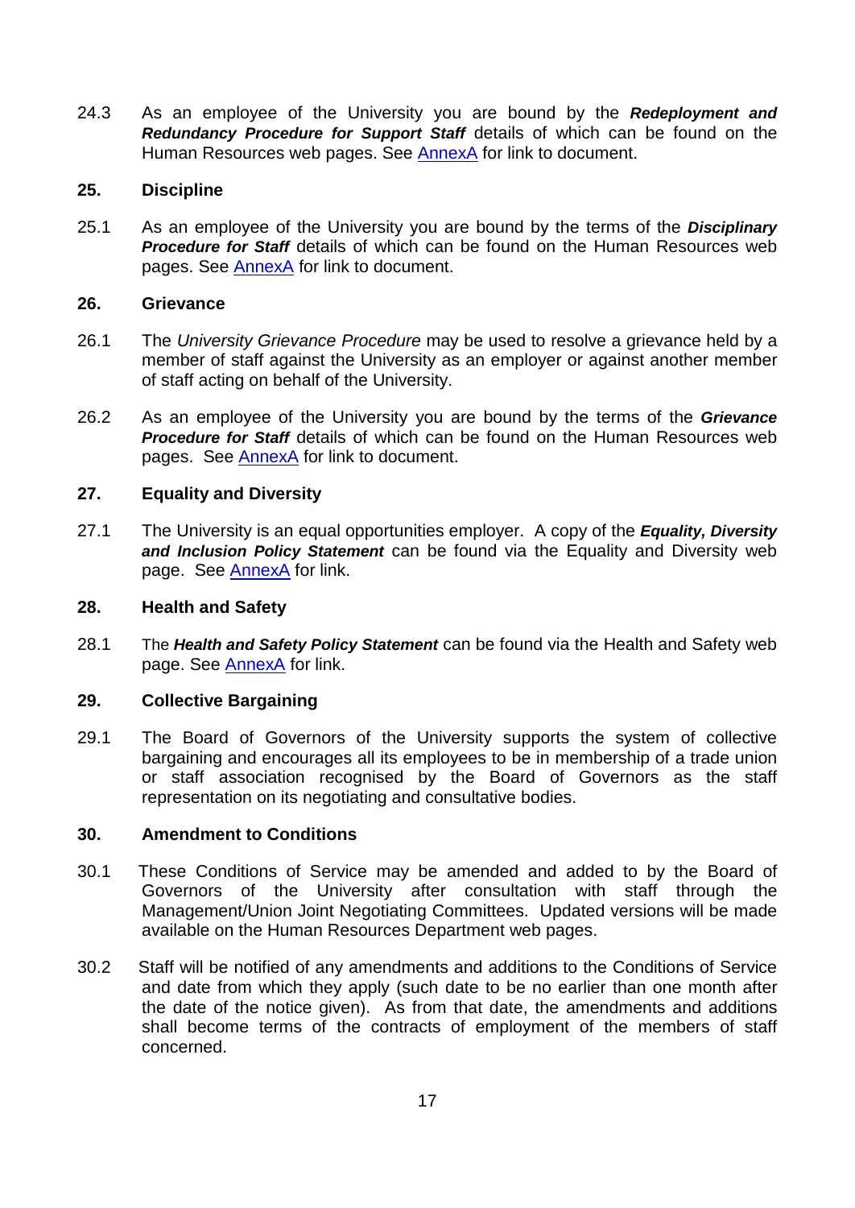24.3 As an employee of the University you are bound by the ***Redeployment and Redundancy Procedure for Support Staff*** details of which can be found on the Human Resources web pages. See AnnexA for link to document.

## 25. Discipline

25.1 As an employee of the University you are bound by the terms of the ***Disciplinary Procedure for Staff*** details of which can be found on the Human Resources web pages. See AnnexA for link to document.

## 26. Grievance

26.1 The *University Grievance Procedure* may be used to resolve a grievance held by a member of staff against the University as an employer or against another member of staff acting on behalf of the University.

26.2 As an employee of the University you are bound by the terms of the ***Grievance Procedure for Staff*** details of which can be found on the Human Resources web pages. See AnnexA for link to document.

## 27. Equality and Diversity

27.1 The University is an equal opportunities employer. A copy of the ***Equality, Diversity and Inclusion Policy Statement*** can be found via the Equality and Diversity web page. See AnnexA for link.

## 28. Health and Safety

28.1 The ***Health and Safety Policy Statement*** can be found via the Health and Safety web page. See AnnexA for link.

## 29. Collective Bargaining

29.1 The Board of Governors of the University supports the system of collective bargaining and encourages all its employees to be in membership of a trade union or staff association recognised by the Board of Governors as the staff representation on its negotiating and consultative bodies.

## 30. Amendment to Conditions

30.1 These Conditions of Service may be amended and added to by the Board of Governors of the University after consultation with staff through the Management/Union Joint Negotiating Committees. Updated versions will be made available on the Human Resources Department web pages.

30.2 Staff will be notified of any amendments and additions to the Conditions of Service and date from which they apply (such date to be no earlier than one month after the date of the notice given). As from that date, the amendments and additions shall become terms of the contracts of employment of the members of staff concerned.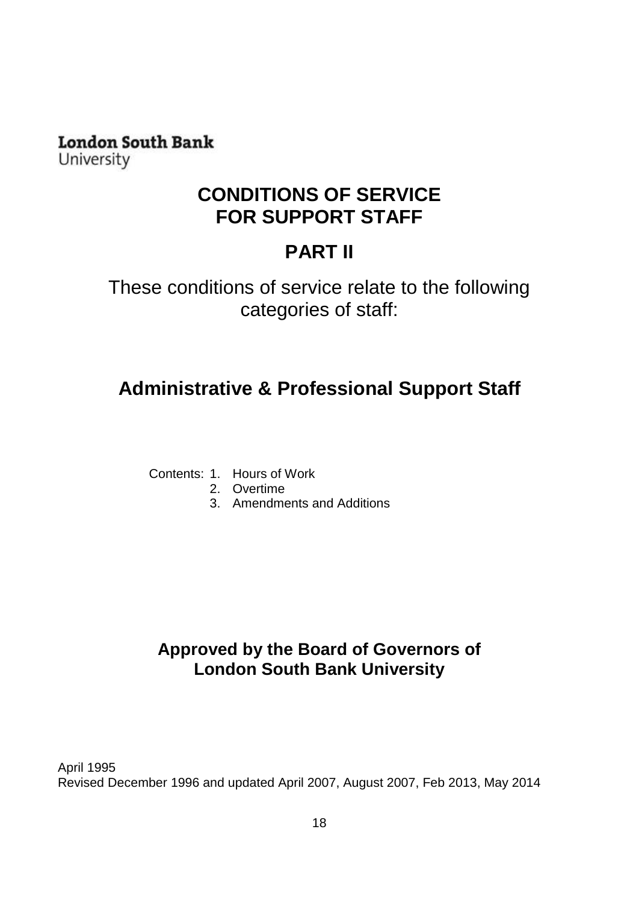**London South Bank**
University

# CONDITIONS OF SERVICE FOR SUPPORT STAFF

# PART II

These conditions of service relate to the following categories of staff:

## Administrative & Professional Support Staff

Contents:
1. Hours of Work
2. Overtime
3. Amendments and Additions

**Approved by the Board of Governors of London South Bank University**

April 1995
Revised December 1996 and updated April 2007, August 2007, Feb 2013, May 2014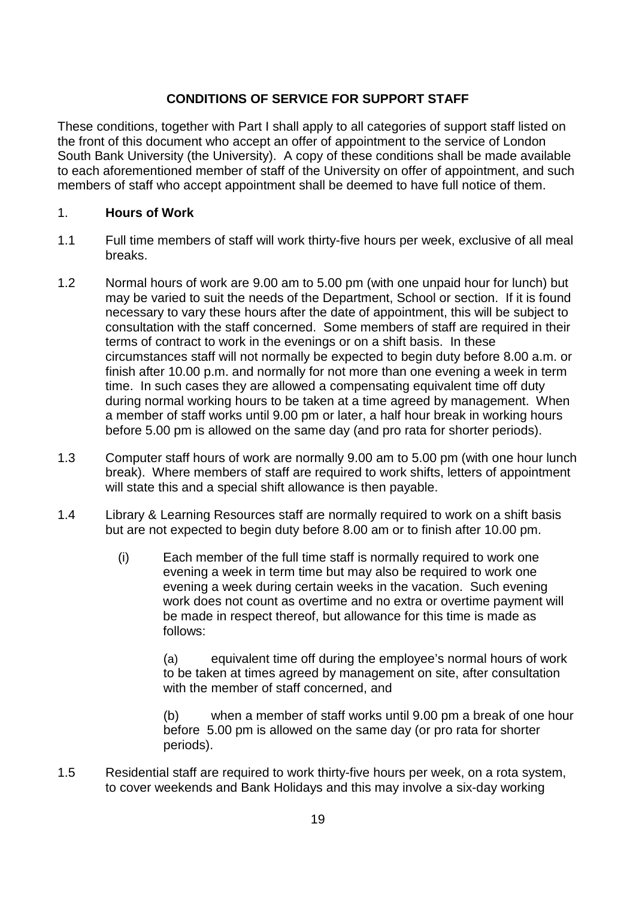**CONDITIONS OF SERVICE FOR SUPPORT STAFF**

These conditions, together with Part I shall apply to all categories of support staff listed on the front of this document who accept an offer of appointment to the service of London South Bank University (the University). A copy of these conditions shall be made available to each aforementioned member of staff of the University on offer of appointment, and such members of staff who accept appointment shall be deemed to have full notice of them.

## 1. **Hours of Work**

1.1 Full time members of staff will work thirty-five hours per week, exclusive of all meal breaks.

1.2 Normal hours of work are 9.00 am to 5.00 pm (with one unpaid hour for lunch) but may be varied to suit the needs of the Department, School or section. If it is found necessary to vary these hours after the date of appointment, this will be subject to consultation with the staff concerned. Some members of staff are required in their terms of contract to work in the evenings or on a shift basis. In these circumstances staff will not normally be expected to begin duty before 8.00 a.m. or finish after 10.00 p.m. and normally for not more than one evening a week in term time. In such cases they are allowed a compensating equivalent time off duty during normal working hours to be taken at a time agreed by management. When a member of staff works until 9.00 pm or later, a half hour break in working hours before 5.00 pm is allowed on the same day (and pro rata for shorter periods).

1.3 Computer staff hours of work are normally 9.00 am to 5.00 pm (with one hour lunch break). Where members of staff are required to work shifts, letters of appointment will state this and a special shift allowance is then payable.

1.4 Library & Learning Resources staff are normally required to work on a shift basis but are not expected to begin duty before 8.00 am or to finish after 10.00 pm.

(i) Each member of the full time staff is normally required to work one evening a week in term time but may also be required to work one evening a week during certain weeks in the vacation. Such evening work does not count as overtime and no extra or overtime payment will be made in respect thereof, but allowance for this time is made as follows:

(a) equivalent time off during the employee's normal hours of work to be taken at times agreed by management on site, after consultation with the member of staff concerned, and

(b) when a member of staff works until 9.00 pm a break of one hour before 5.00 pm is allowed on the same day (or pro rata for shorter periods).

1.5 Residential staff are required to work thirty-five hours per week, on a rota system, to cover weekends and Bank Holidays and this may involve a six-day working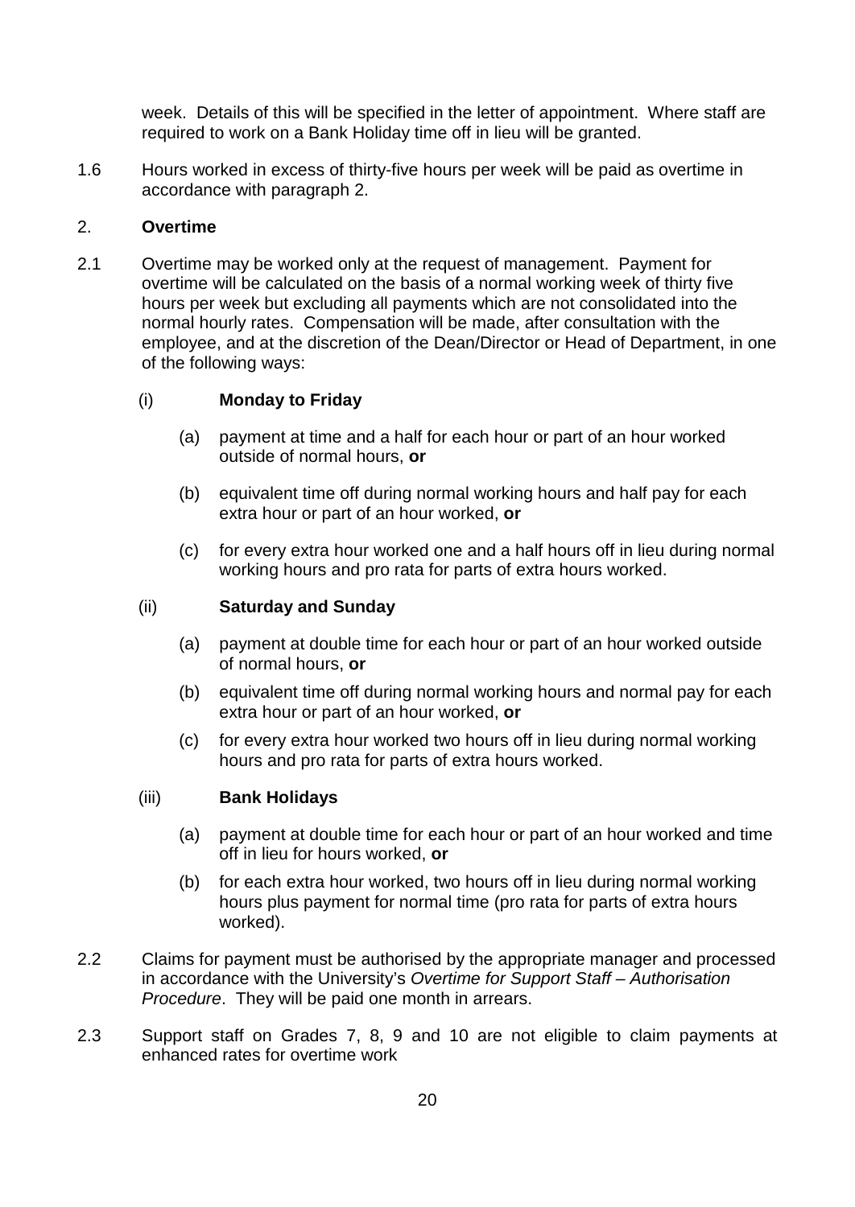week. Details of this will be specified in the letter of appointment. Where staff are required to work on a Bank Holiday time off in lieu will be granted.

1.6 Hours worked in excess of thirty-five hours per week will be paid as overtime in accordance with paragraph 2.

## 2. Overtime

2.1 Overtime may be worked only at the request of management. Payment for overtime will be calculated on the basis of a normal working week of thirty five hours per week but excluding all payments which are not consolidated into the normal hourly rates. Compensation will be made, after consultation with the employee, and at the discretion of the Dean/Director or Head of Department, in one of the following ways:

(i) **Monday to Friday**

(a) payment at time and a half for each hour or part of an hour worked outside of normal hours, **or**

(b) equivalent time off during normal working hours and half pay for each extra hour or part of an hour worked, **or**

(c) for every extra hour worked one and a half hours off in lieu during normal working hours and pro rata for parts of extra hours worked.

(ii) **Saturday and Sunday**

(a) payment at double time for each hour or part of an hour worked outside of normal hours, **or**

(b) equivalent time off during normal working hours and normal pay for each extra hour or part of an hour worked, **or**

(c) for every extra hour worked two hours off in lieu during normal working hours and pro rata for parts of extra hours worked.

(iii) **Bank Holidays**

(a) payment at double time for each hour or part of an hour worked and time off in lieu for hours worked, **or**

(b) for each extra hour worked, two hours off in lieu during normal working hours plus payment for normal time (pro rata for parts of extra hours worked).

2.2 Claims for payment must be authorised by the appropriate manager and processed in accordance with the University's *Overtime for Support Staff – Authorisation Procedure*. They will be paid one month in arrears.

2.3 Support staff on Grades 7, 8, 9 and 10 are not eligible to claim payments at enhanced rates for overtime work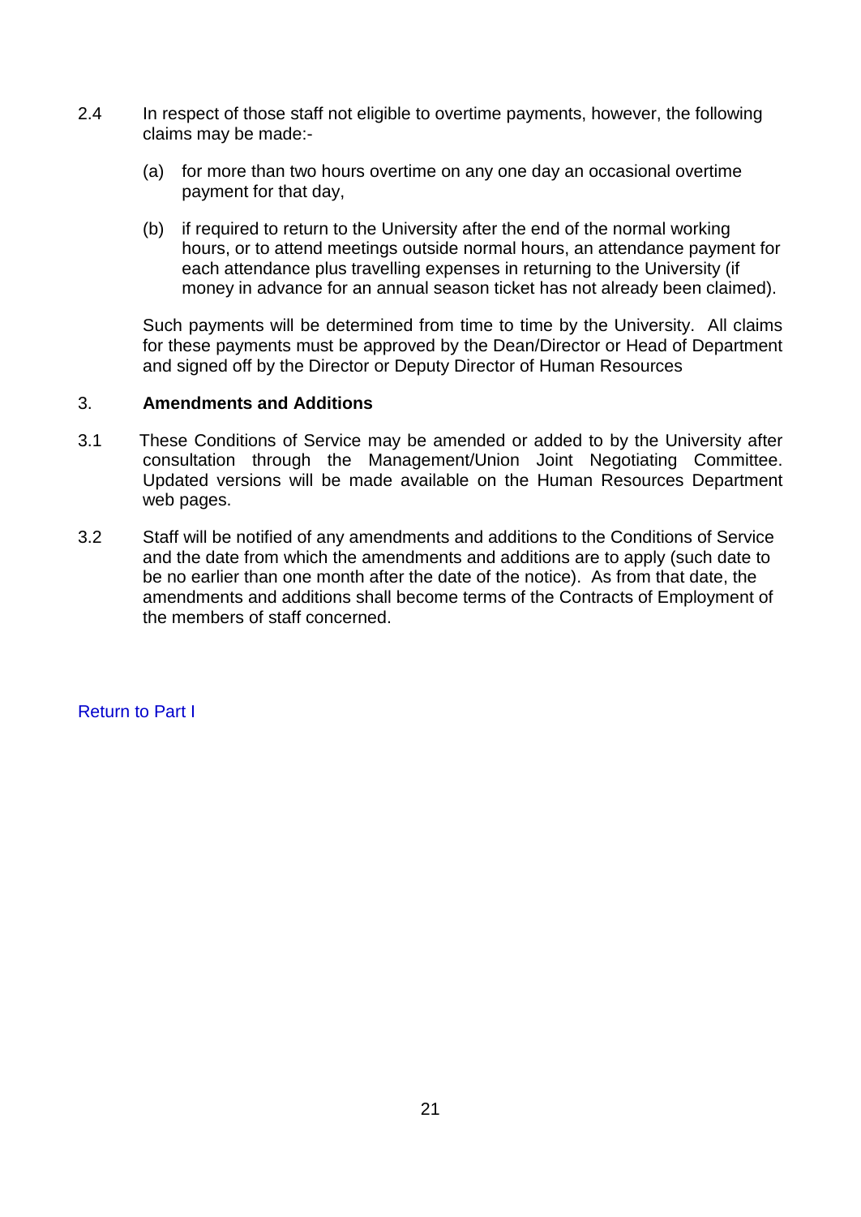2.4 In respect of those staff not eligible to overtime payments, however, the following claims may be made:-

(a) for more than two hours overtime on any one day an occasional overtime payment for that day,

(b) if required to return to the University after the end of the normal working hours, or to attend meetings outside normal hours, an attendance payment for each attendance plus travelling expenses in returning to the University (if money in advance for an annual season ticket has not already been claimed).

Such payments will be determined from time to time by the University. All claims for these payments must be approved by the Dean/Director or Head of Department and signed off by the Director or Deputy Director of Human Resources

## 3. Amendments and Additions

3.1 These Conditions of Service may be amended or added to by the University after consultation through the Management/Union Joint Negotiating Committee. Updated versions will be made available on the Human Resources Department web pages.

3.2 Staff will be notified of any amendments and additions to the Conditions of Service and the date from which the amendments and additions are to apply (such date to be no earlier than one month after the date of the notice). As from that date, the amendments and additions shall become terms of the Contracts of Employment of the members of staff concerned.

Return to Part I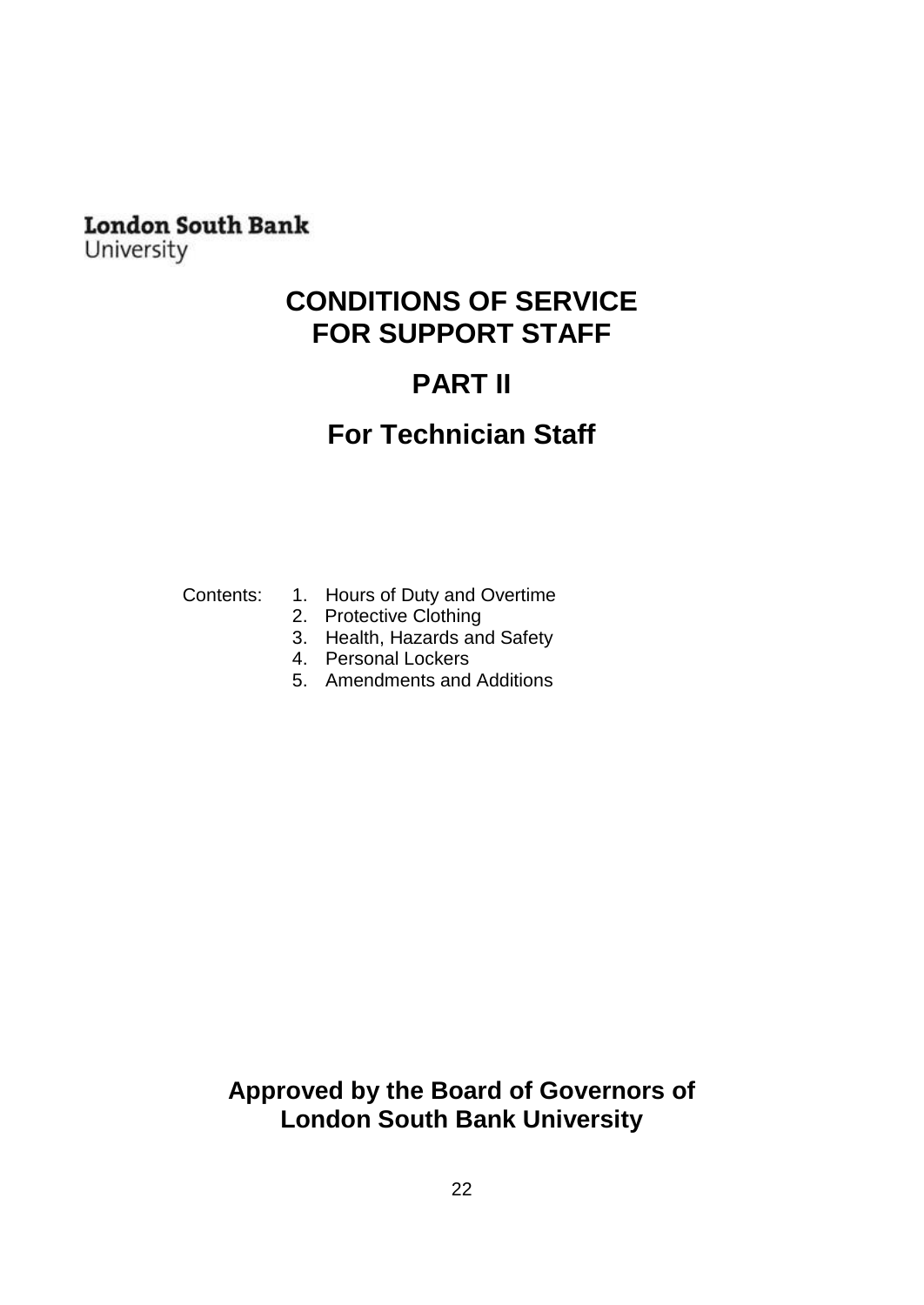**London South Bank**
University

# CONDITIONS OF SERVICE FOR SUPPORT STAFF

## PART II

## For Technician Staff

Contents:

1. Hours of Duty and Overtime
2. Protective Clothing
3. Health, Hazards and Safety
4. Personal Lockers
5. Amendments and Additions

**Approved by the Board of Governors of London South Bank University**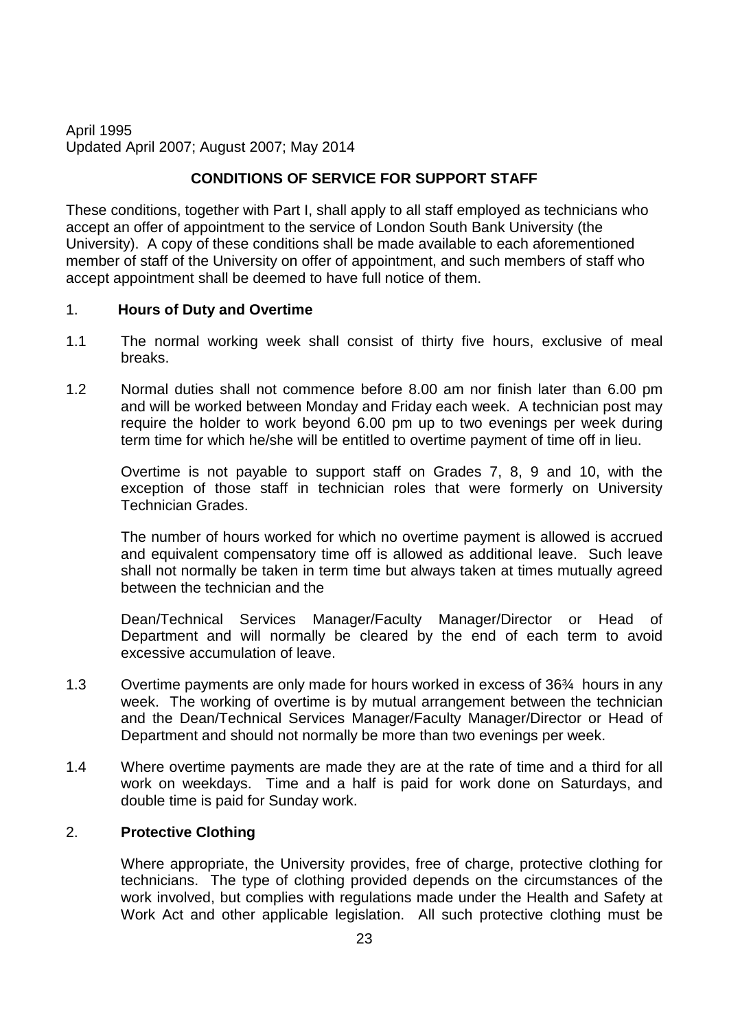April 1995
Updated April 2007; August 2007; May 2014

## CONDITIONS OF SERVICE FOR SUPPORT STAFF

These conditions, together with Part I, shall apply to all staff employed as technicians who accept an offer of appointment to the service of London South Bank University (the University). A copy of these conditions shall be made available to each aforementioned member of staff of the University on offer of appointment, and such members of staff who accept appointment shall be deemed to have full notice of them.

### 1. Hours of Duty and Overtime

1.1 The normal working week shall consist of thirty five hours, exclusive of meal breaks.

1.2 Normal duties shall not commence before 8.00 am nor finish later than 6.00 pm and will be worked between Monday and Friday each week. A technician post may require the holder to work beyond 6.00 pm up to two evenings per week during term time for which he/she will be entitled to overtime payment of time off in lieu.

Overtime is not payable to support staff on Grades 7, 8, 9 and 10, with the exception of those staff in technician roles that were formerly on University Technician Grades.

The number of hours worked for which no overtime payment is allowed is accrued and equivalent compensatory time off is allowed as additional leave. Such leave shall not normally be taken in term time but always taken at times mutually agreed between the technician and the

Dean/Technical Services Manager/Faculty Manager/Director or Head of Department and will normally be cleared by the end of each term to avoid excessive accumulation of leave.

1.3 Overtime payments are only made for hours worked in excess of 36¾ hours in any week. The working of overtime is by mutual arrangement between the technician and the Dean/Technical Services Manager/Faculty Manager/Director or Head of Department and should not normally be more than two evenings per week.

1.4 Where overtime payments are made they are at the rate of time and a third for all work on weekdays. Time and a half is paid for work done on Saturdays, and double time is paid for Sunday work.

### 2. Protective Clothing

Where appropriate, the University provides, free of charge, protective clothing for technicians. The type of clothing provided depends on the circumstances of the work involved, but complies with regulations made under the Health and Safety at Work Act and other applicable legislation. All such protective clothing must be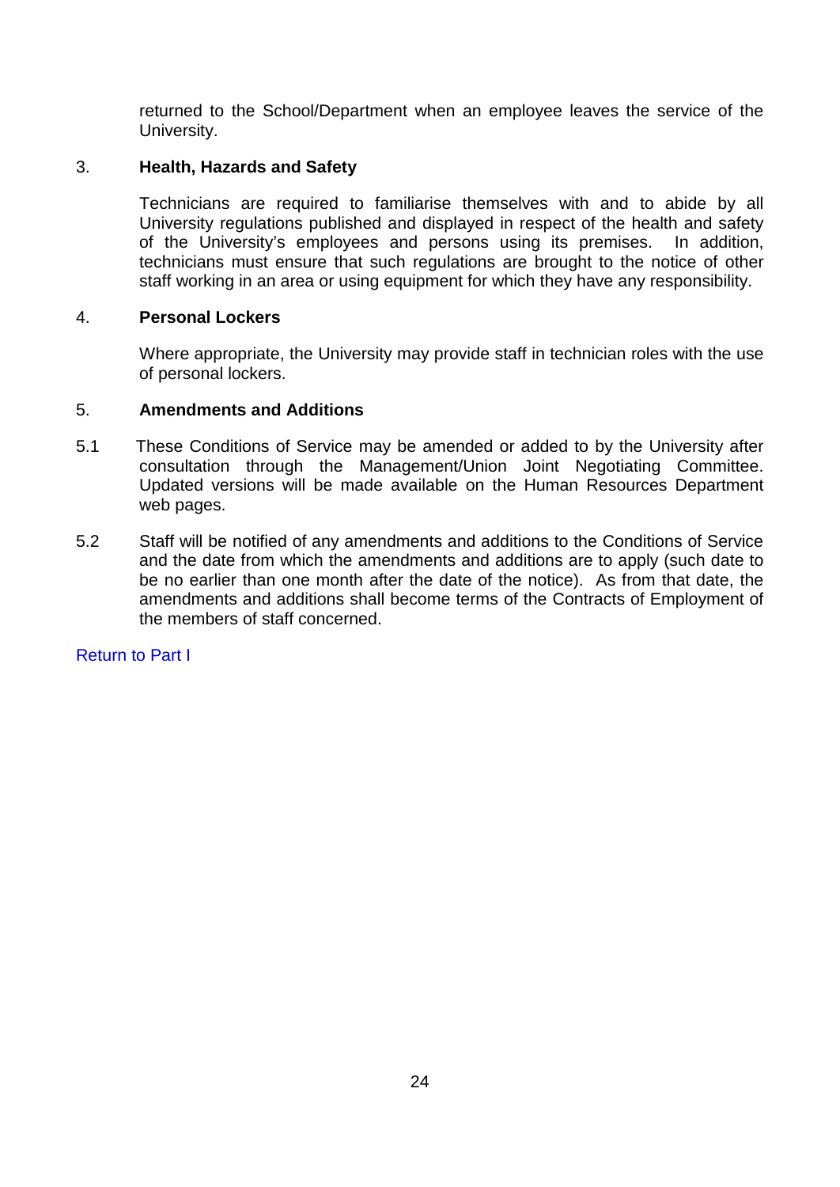returned to the School/Department when an employee leaves the service of the University.

### 3. Health, Hazards and Safety

Technicians are required to familiarise themselves with and to abide by all University regulations published and displayed in respect of the health and safety of the University's employees and persons using its premises. In addition, technicians must ensure that such regulations are brought to the notice of other staff working in an area or using equipment for which they have any responsibility.

### 4. Personal Lockers

Where appropriate, the University may provide staff in technician roles with the use of personal lockers.

### 5. Amendments and Additions

5.1 These Conditions of Service may be amended or added to by the University after consultation through the Management/Union Joint Negotiating Committee. Updated versions will be made available on the Human Resources Department web pages.

5.2 Staff will be notified of any amendments and additions to the Conditions of Service and the date from which the amendments and additions are to apply (such date to be no earlier than one month after the date of the notice). As from that date, the amendments and additions shall become terms of the Contracts of Employment of the members of staff concerned.

Return to Part I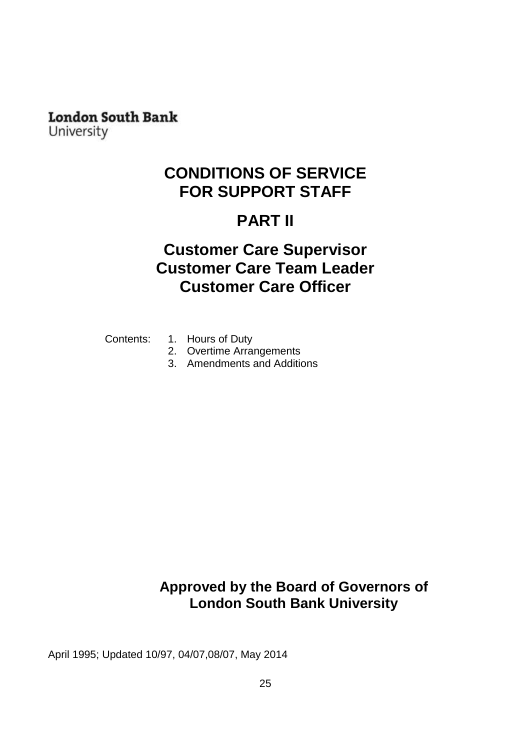London South Bank
University

# CONDITIONS OF SERVICE FOR SUPPORT STAFF

# PART II

## Customer Care Supervisor
## Customer Care Team Leader
## Customer Care Officer

Contents:

1. Hours of Duty
2. Overtime Arrangements
3. Amendments and Additions

**Approved by the Board of Governors of London South Bank University**

April 1995; Updated 10/97, 04/07,08/07, May 2014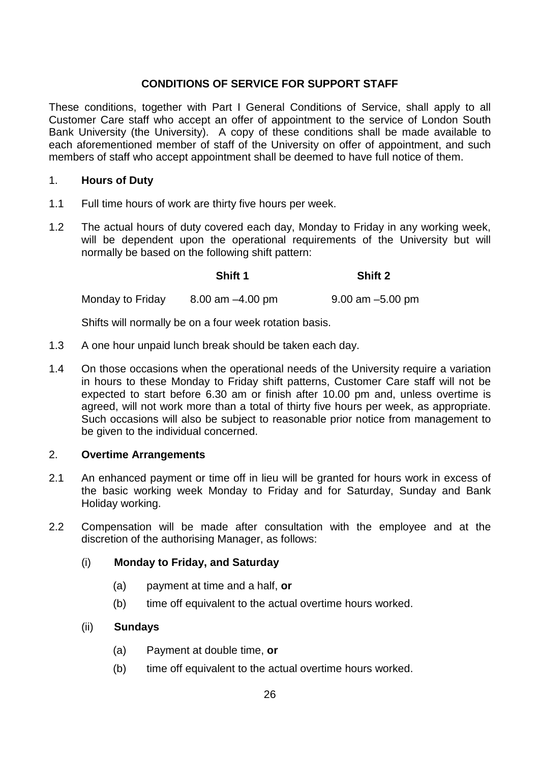## CONDITIONS OF SERVICE FOR SUPPORT STAFF

These conditions, together with Part I General Conditions of Service, shall apply to all Customer Care staff who accept an offer of appointment to the service of London South Bank University (the University). A copy of these conditions shall be made available to each aforementioned member of staff of the University on offer of appointment, and such members of staff who accept appointment shall be deemed to have full notice of them.

### 1. Hours of Duty

1.1 Full time hours of work are thirty five hours per week.

1.2 The actual hours of duty covered each day, Monday to Friday in any working week, will be dependent upon the operational requirements of the University but will normally be based on the following shift pattern:

| | **Shift 1** | **Shift 2** |
|---|---|---|
| Monday to Friday | 8.00 am –4.00 pm | 9.00 am –5.00 pm |

Shifts will normally be on a four week rotation basis.

1.3 A one hour unpaid lunch break should be taken each day.

1.4 On those occasions when the operational needs of the University require a variation in hours to these Monday to Friday shift patterns, Customer Care staff will not be expected to start before 6.30 am or finish after 10.00 pm and, unless overtime is agreed, will not work more than a total of thirty five hours per week, as appropriate. Such occasions will also be subject to reasonable prior notice from management to be given to the individual concerned.

### 2. Overtime Arrangements

2.1 An enhanced payment or time off in lieu will be granted for hours work in excess of the basic working week Monday to Friday and for Saturday, Sunday and Bank Holiday working.

2.2 Compensation will be made after consultation with the employee and at the discretion of the authorising Manager, as follows:

(i) **Monday to Friday, and Saturday**

- (a) payment at time and a half, **or**
- (b) time off equivalent to the actual overtime hours worked.

(ii) **Sundays**

- (a) Payment at double time, **or**
- (b) time off equivalent to the actual overtime hours worked.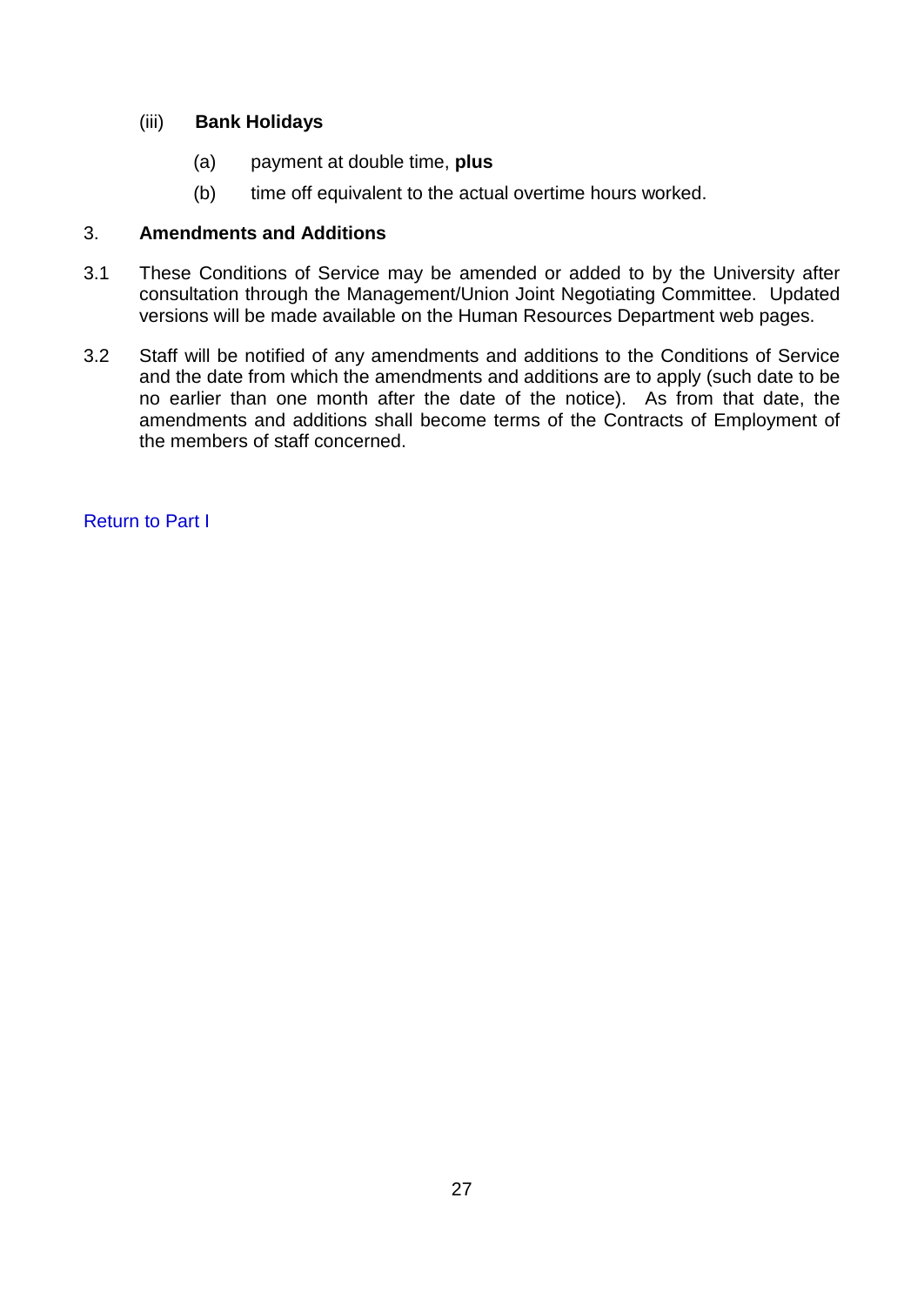(iii) **Bank Holidays**

(a) payment at double time, **plus**

(b) time off equivalent to the actual overtime hours worked.

## 3. Amendments and Additions

3.1 These Conditions of Service may be amended or added to by the University after consultation through the Management/Union Joint Negotiating Committee. Updated versions will be made available on the Human Resources Department web pages.

3.2 Staff will be notified of any amendments and additions to the Conditions of Service and the date from which the amendments and additions are to apply (such date to be no earlier than one month after the date of the notice). As from that date, the amendments and additions shall become terms of the Contracts of Employment of the members of staff concerned.

Return to Part I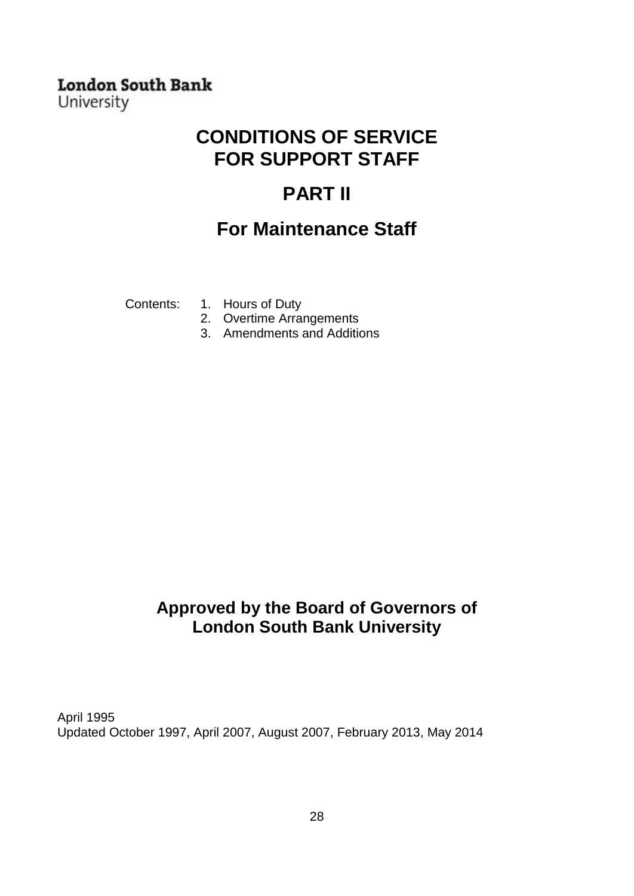London South Bank
University

# CONDITIONS OF SERVICE FOR SUPPORT STAFF

## PART II

## For Maintenance Staff

Contents:

1. Hours of Duty
2. Overtime Arrangements
3. Amendments and Additions

**Approved by the Board of Governors of London South Bank University**

April 1995
Updated October 1997, April 2007, August 2007, February 2013, May 2014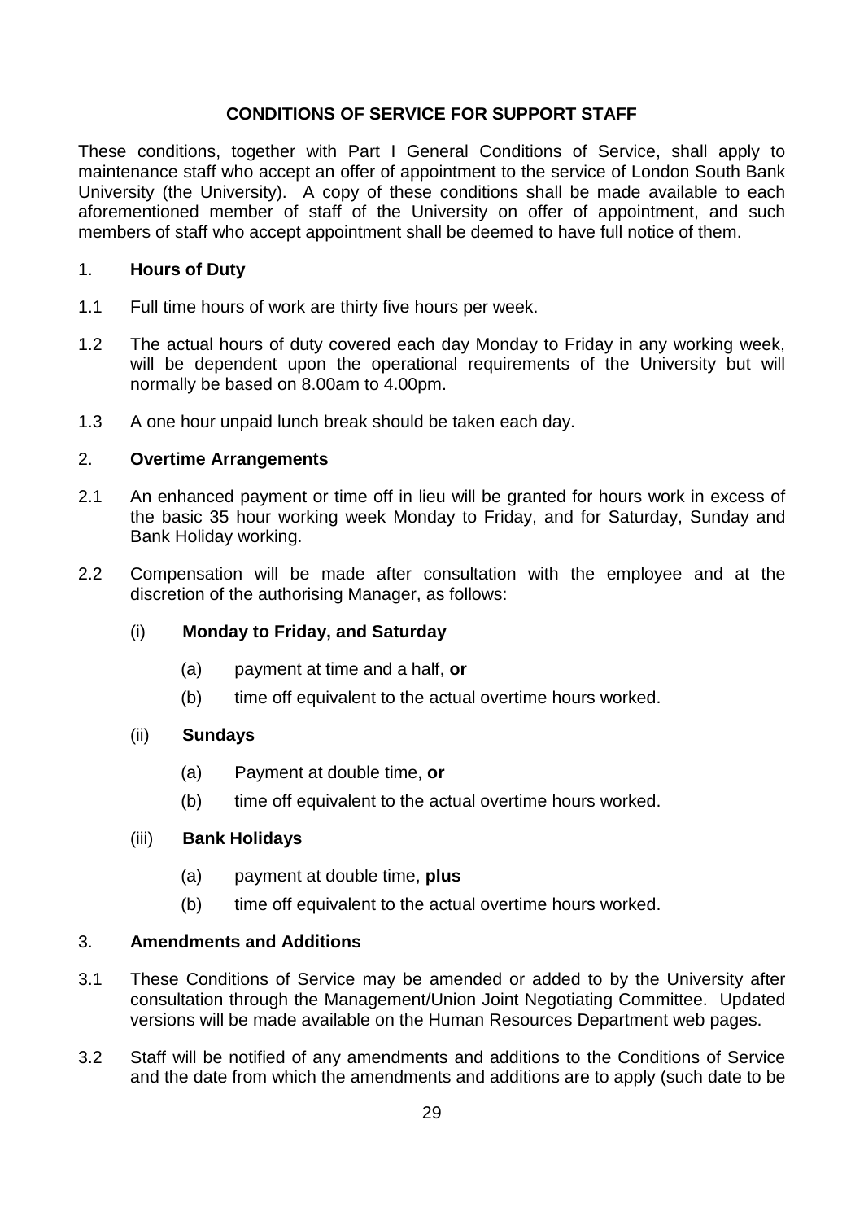## CONDITIONS OF SERVICE FOR SUPPORT STAFF

These conditions, together with Part I General Conditions of Service, shall apply to maintenance staff who accept an offer of appointment to the service of London South Bank University (the University). A copy of these conditions shall be made available to each aforementioned member of staff of the University on offer of appointment, and such members of staff who accept appointment shall be deemed to have full notice of them.

### 1. Hours of Duty

1.1 Full time hours of work are thirty five hours per week.

1.2 The actual hours of duty covered each day Monday to Friday in any working week, will be dependent upon the operational requirements of the University but will normally be based on 8.00am to 4.00pm.

1.3 A one hour unpaid lunch break should be taken each day.

### 2. Overtime Arrangements

2.1 An enhanced payment or time off in lieu will be granted for hours work in excess of the basic 35 hour working week Monday to Friday, and for Saturday, Sunday and Bank Holiday working.

2.2 Compensation will be made after consultation with the employee and at the discretion of the authorising Manager, as follows:

(i) **Monday to Friday, and Saturday**

- (a) payment at time and a half, **or**
- (b) time off equivalent to the actual overtime hours worked.

(ii) **Sundays**

- (a) Payment at double time, **or**
- (b) time off equivalent to the actual overtime hours worked.

(iii) **Bank Holidays**

- (a) payment at double time, **plus**
- (b) time off equivalent to the actual overtime hours worked.

### 3. Amendments and Additions

3.1 These Conditions of Service may be amended or added to by the University after consultation through the Management/Union Joint Negotiating Committee. Updated versions will be made available on the Human Resources Department web pages.

3.2 Staff will be notified of any amendments and additions to the Conditions of Service and the date from which the amendments and additions are to apply (such date to be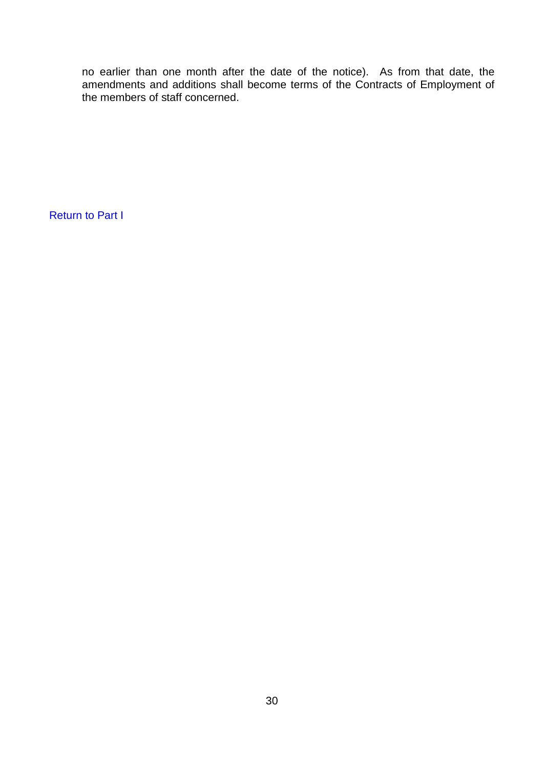no earlier than one month after the date of the notice). As from that date, the amendments and additions shall become terms of the Contracts of Employment of the members of staff concerned.

Return to Part I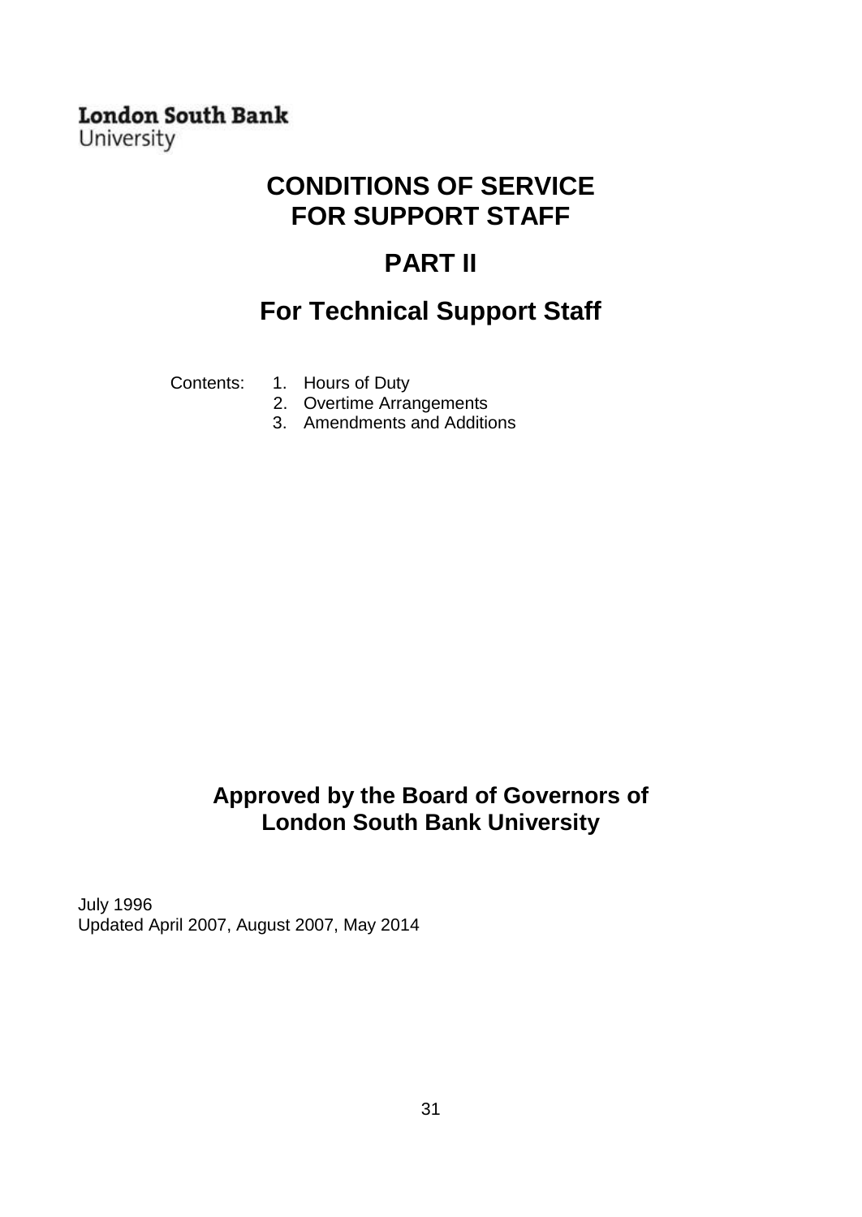**London South Bank**
University

# CONDITIONS OF SERVICE FOR SUPPORT STAFF

# PART II

## For Technical Support Staff

Contents:
1. Hours of Duty
2. Overtime Arrangements
3. Amendments and Additions

**Approved by the Board of Governors of London South Bank University**

July 1996
Updated April 2007, August 2007, May 2014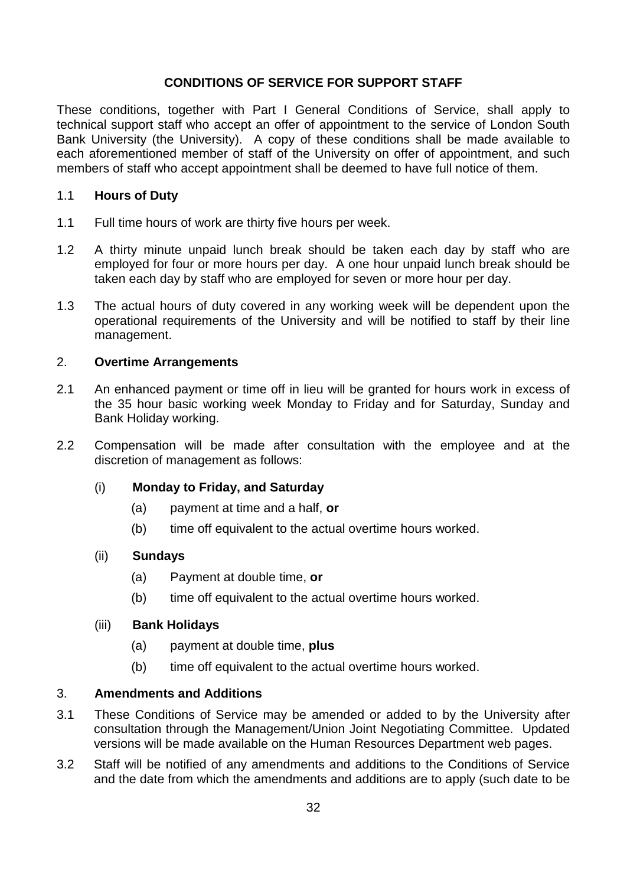## CONDITIONS OF SERVICE FOR SUPPORT STAFF

These conditions, together with Part I General Conditions of Service, shall apply to technical support staff who accept an offer of appointment to the service of London South Bank University (the University). A copy of these conditions shall be made available to each aforementioned member of staff of the University on offer of appointment, and such members of staff who accept appointment shall be deemed to have full notice of them.

### 1.1 Hours of Duty

1.1 Full time hours of work are thirty five hours per week.

1.2 A thirty minute unpaid lunch break should be taken each day by staff who are employed for four or more hours per day. A one hour unpaid lunch break should be taken each day by staff who are employed for seven or more hour per day.

1.3 The actual hours of duty covered in any working week will be dependent upon the operational requirements of the University and will be notified to staff by their line management.

### 2. Overtime Arrangements

2.1 An enhanced payment or time off in lieu will be granted for hours work in excess of the 35 hour basic working week Monday to Friday and for Saturday, Sunday and Bank Holiday working.

2.2 Compensation will be made after consultation with the employee and at the discretion of management as follows:

(i) **Monday to Friday, and Saturday**

(a) payment at time and a half, **or**

(b) time off equivalent to the actual overtime hours worked.

(ii) **Sundays**

(a) Payment at double time, **or**

(b) time off equivalent to the actual overtime hours worked.

(iii) **Bank Holidays**

(a) payment at double time, **plus**

(b) time off equivalent to the actual overtime hours worked.

### 3. Amendments and Additions

3.1 These Conditions of Service may be amended or added to by the University after consultation through the Management/Union Joint Negotiating Committee. Updated versions will be made available on the Human Resources Department web pages.

3.2 Staff will be notified of any amendments and additions to the Conditions of Service and the date from which the amendments and additions are to apply (such date to be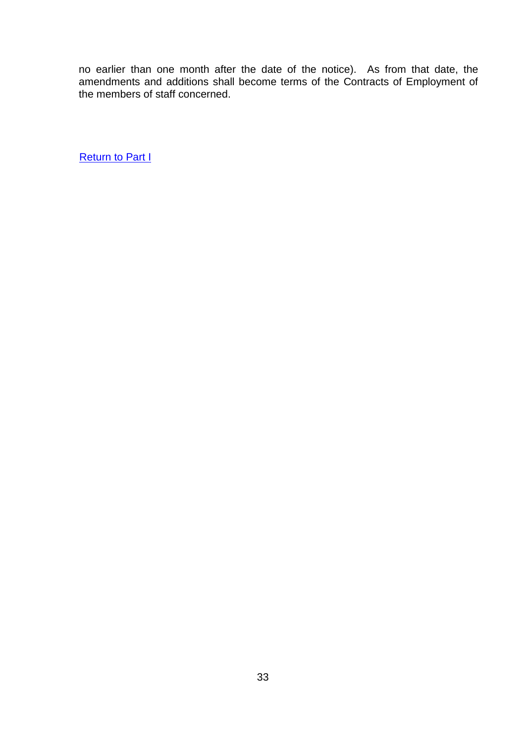no earlier than one month after the date of the notice). As from that date, the amendments and additions shall become terms of the Contracts of Employment of the members of staff concerned.

Return to Part I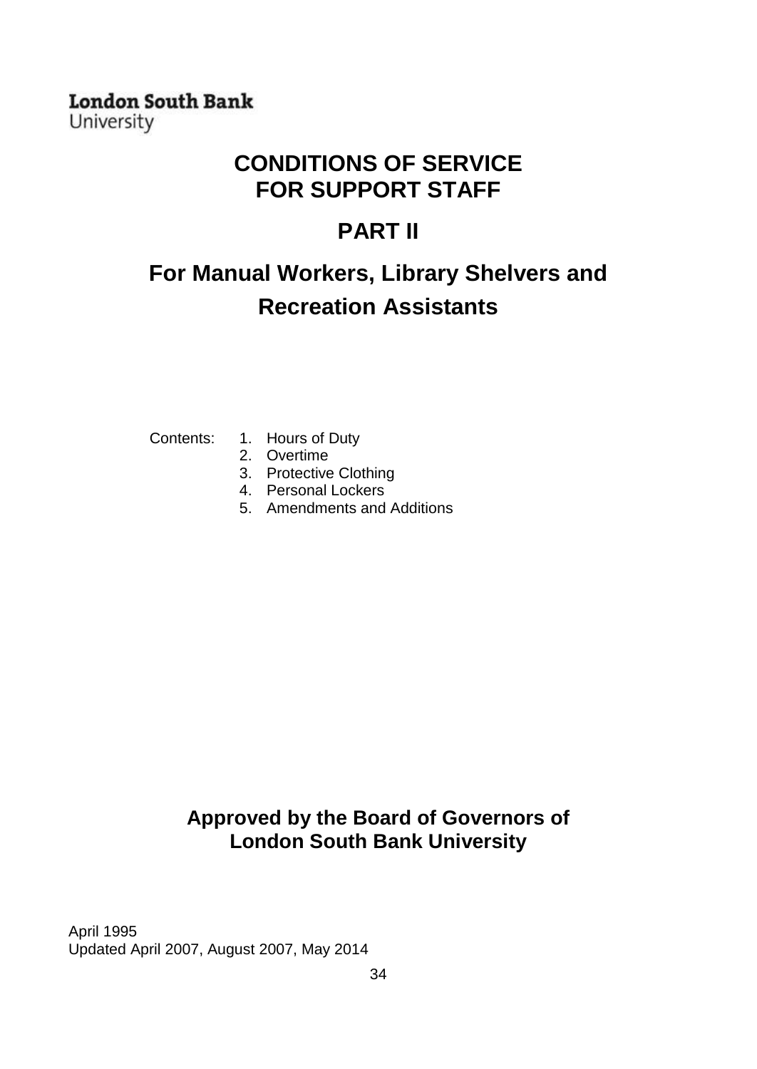London South Bank
University

# CONDITIONS OF SERVICE FOR SUPPORT STAFF

# PART II

# For Manual Workers, Library Shelvers and Recreation Assistants

Contents:

1. Hours of Duty
2. Overtime
3. Protective Clothing
4. Personal Lockers
5. Amendments and Additions

**Approved by the Board of Governors of London South Bank University**

April 1995
Updated April 2007, August 2007, May 2014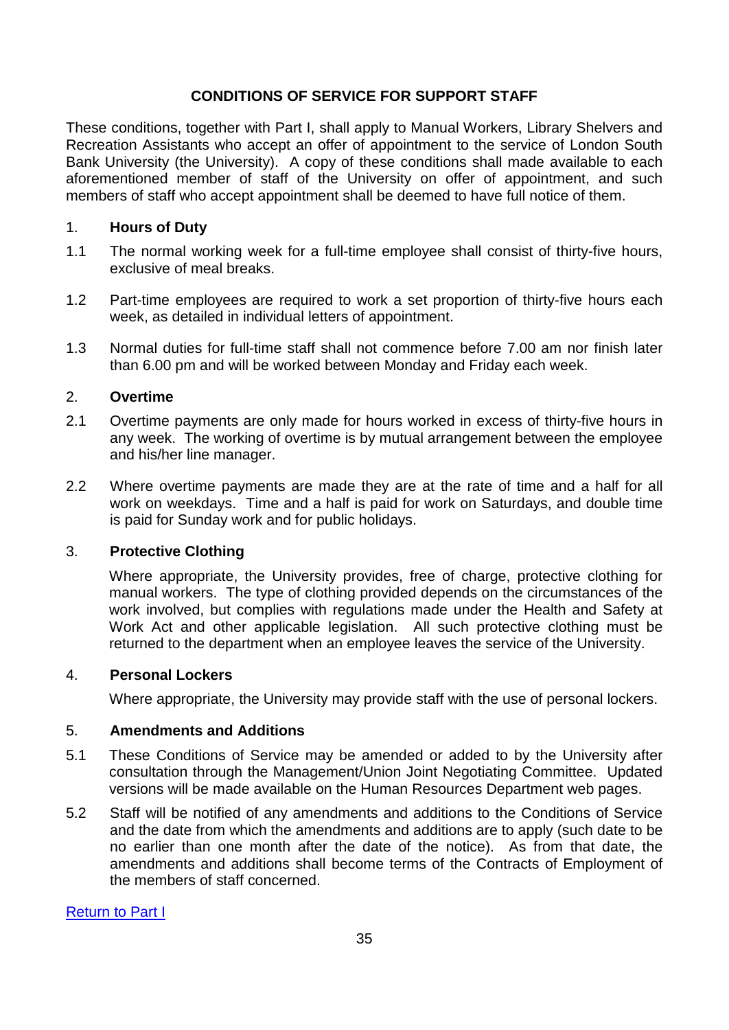# CONDITIONS OF SERVICE FOR SUPPORT STAFF

These conditions, together with Part I, shall apply to Manual Workers, Library Shelvers and Recreation Assistants who accept an offer of appointment to the service of London South Bank University (the University). A copy of these conditions shall made available to each aforementioned member of staff of the University on offer of appointment, and such members of staff who accept appointment shall be deemed to have full notice of them.

## 1. Hours of Duty

1.1 The normal working week for a full-time employee shall consist of thirty-five hours, exclusive of meal breaks.

1.2 Part-time employees are required to work a set proportion of thirty-five hours each week, as detailed in individual letters of appointment.

1.3 Normal duties for full-time staff shall not commence before 7.00 am nor finish later than 6.00 pm and will be worked between Monday and Friday each week.

## 2. Overtime

2.1 Overtime payments are only made for hours worked in excess of thirty-five hours in any week. The working of overtime is by mutual arrangement between the employee and his/her line manager.

2.2 Where overtime payments are made they are at the rate of time and a half for all work on weekdays. Time and a half is paid for work on Saturdays, and double time is paid for Sunday work and for public holidays.

## 3. Protective Clothing

Where appropriate, the University provides, free of charge, protective clothing for manual workers. The type of clothing provided depends on the circumstances of the work involved, but complies with regulations made under the Health and Safety at Work Act and other applicable legislation. All such protective clothing must be returned to the department when an employee leaves the service of the University.

## 4. Personal Lockers

Where appropriate, the University may provide staff with the use of personal lockers.

## 5. Amendments and Additions

5.1 These Conditions of Service may be amended or added to by the University after consultation through the Management/Union Joint Negotiating Committee. Updated versions will be made available on the Human Resources Department web pages.

5.2 Staff will be notified of any amendments and additions to the Conditions of Service and the date from which the amendments and additions are to apply (such date to be no earlier than one month after the date of the notice). As from that date, the amendments and additions shall become terms of the Contracts of Employment of the members of staff concerned.

Return to Part I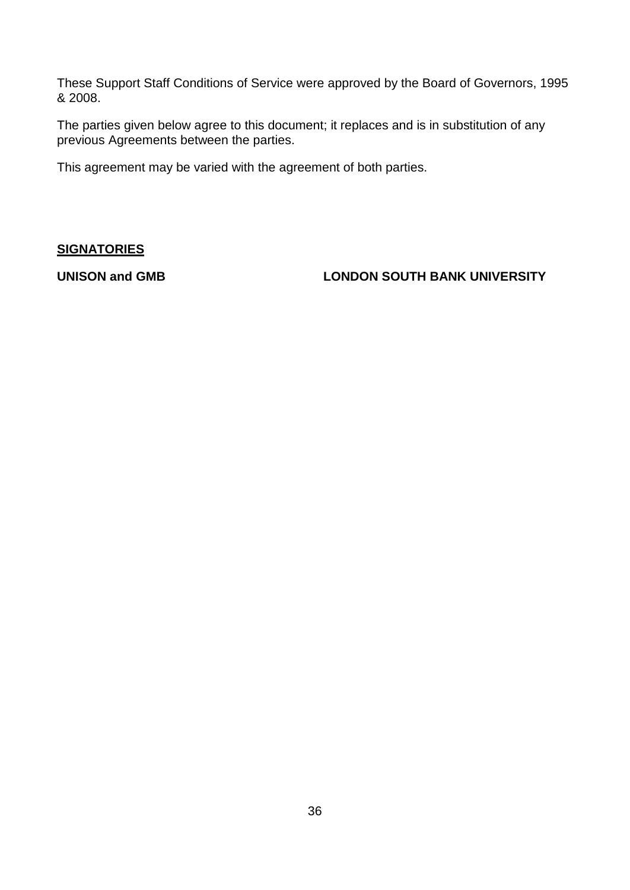These Support Staff Conditions of Service were approved by the Board of Governors, 1995 & 2008.

The parties given below agree to this document; it replaces and is in substitution of any previous Agreements between the parties.

This agreement may be varied with the agreement of both parties.

**SIGNATORIES**

**UNISON and GMB** | **LONDON SOUTH BANK UNIVERSITY**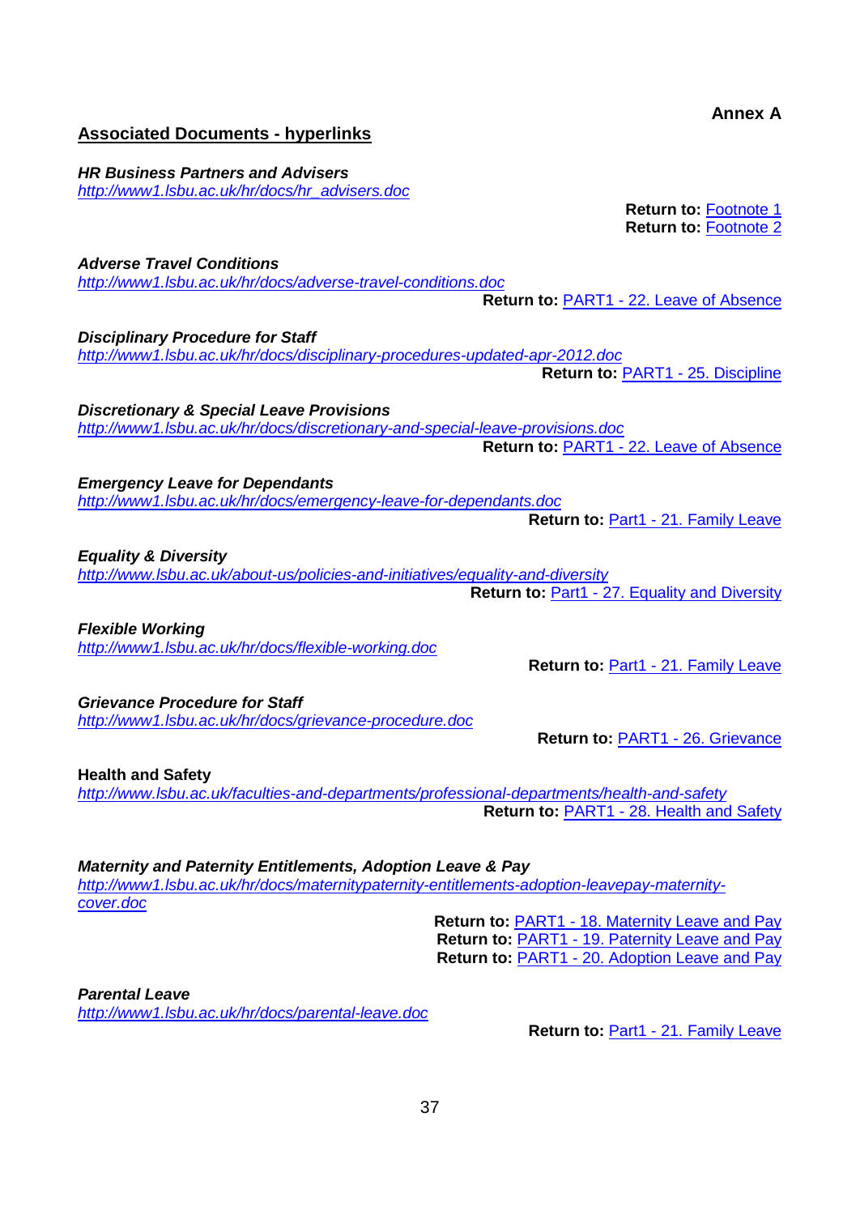**Annex A**

**Associated Documents - hyperlinks**

***HR Business Partners and Advisers***
*http://www1.lsbu.ac.uk/hr/docs/hr_advisers.doc*

**Return to:** Footnote 1
**Return to:** Footnote 2

***Adverse Travel Conditions***
*http://www1.lsbu.ac.uk/hr/docs/adverse-travel-conditions.doc*
**Return to:** PART1 - 22. Leave of Absence

***Disciplinary Procedure for Staff***
*http://www1.lsbu.ac.uk/hr/docs/disciplinary-procedures-updated-apr-2012.doc*
**Return to:** PART1 - 25. Discipline

***Discretionary & Special Leave Provisions***
*http://www1.lsbu.ac.uk/hr/docs/discretionary-and-special-leave-provisions.doc*
**Return to:** PART1 - 22. Leave of Absence

***Emergency Leave for Dependants***
*http://www1.lsbu.ac.uk/hr/docs/emergency-leave-for-dependants.doc*
**Return to:** Part1 - 21. Family Leave

***Equality & Diversity***
*http://www.lsbu.ac.uk/about-us/policies-and-initiatives/equality-and-diversity*
**Return to:** Part1 - 27. Equality and Diversity

***Flexible Working***
*http://www1.lsbu.ac.uk/hr/docs/flexible-working.doc*

**Return to:** Part1 - 21. Family Leave

***Grievance Procedure for Staff***
*http://www1.lsbu.ac.uk/hr/docs/grievance-procedure.doc*

**Return to:** PART1 - 26. Grievance

**Health and Safety**
*http://www.lsbu.ac.uk/faculties-and-departments/professional-departments/health-and-safety*
**Return to:** PART1 - 28. Health and Safety

***Maternity and Paternity Entitlements, Adoption Leave & Pay***
*http://www1.lsbu.ac.uk/hr/docs/maternitypaternity-entitlements-adoption-leavepay-maternity-cover.doc*

**Return to:** PART1 - 18. Maternity Leave and Pay
**Return to:** PART1 - 19. Paternity Leave and Pay
**Return to:** PART1 - 20. Adoption Leave and Pay

***Parental Leave***
*http://www1.lsbu.ac.uk/hr/docs/parental-leave.doc*

**Return to:** Part1 - 21. Family Leave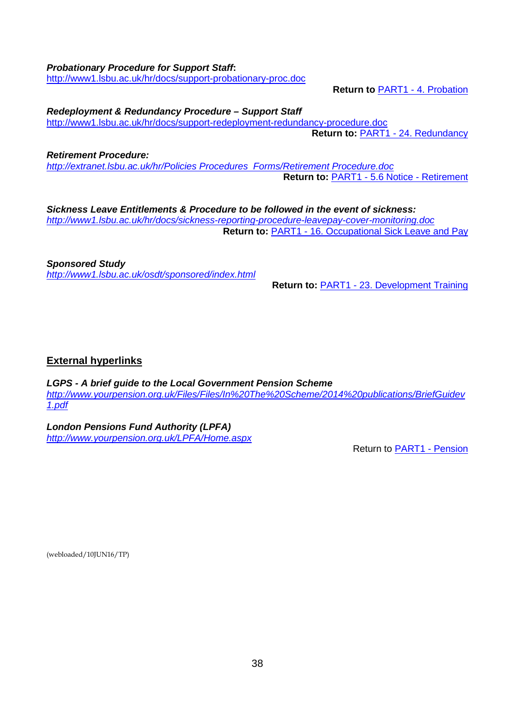***Probationary Procedure for Support Staff*:**
http://www1.lsbu.ac.uk/hr/docs/support-probationary-proc.doc

**Return to** PART1 - 4. Probation

***Redeployment & Redundancy Procedure – Support Staff***
http://www1.lsbu.ac.uk/hr/docs/support-redeployment-redundancy-procedure.doc

**Return to:** PART1 - 24. Redundancy

***Retirement Procedure:***
*http://extranet.lsbu.ac.uk/hr/Policies Procedures  Forms/Retirement Procedure.doc*

**Return to:** PART1 - 5.6 Notice - Retirement

***Sickness Leave Entitlements & Procedure to be followed in the event of sickness:***
*http://www1.lsbu.ac.uk/hr/docs/sickness-reporting-procedure-leavepay-cover-monitoring.doc*

**Return to:** PART1 - 16. Occupational Sick Leave and Pay

***Sponsored Study***
*http://www1.lsbu.ac.uk/osdt/sponsored/index.html*

**Return to:** PART1 - 23. Development Training

## External hyperlinks

***LGPS - A brief guide to the Local Government Pension Scheme***
*http://www.yourpension.org.uk/Files/Files/In%20The%20Scheme/2014%20publications/BriefGuidev1.pdf*

***London Pensions Fund Authority (LPFA)***
*http://www.yourpension.org.uk/LPFA/Home.aspx*

Return to PART1 - Pension

(webloaded/10JUN16/TP)